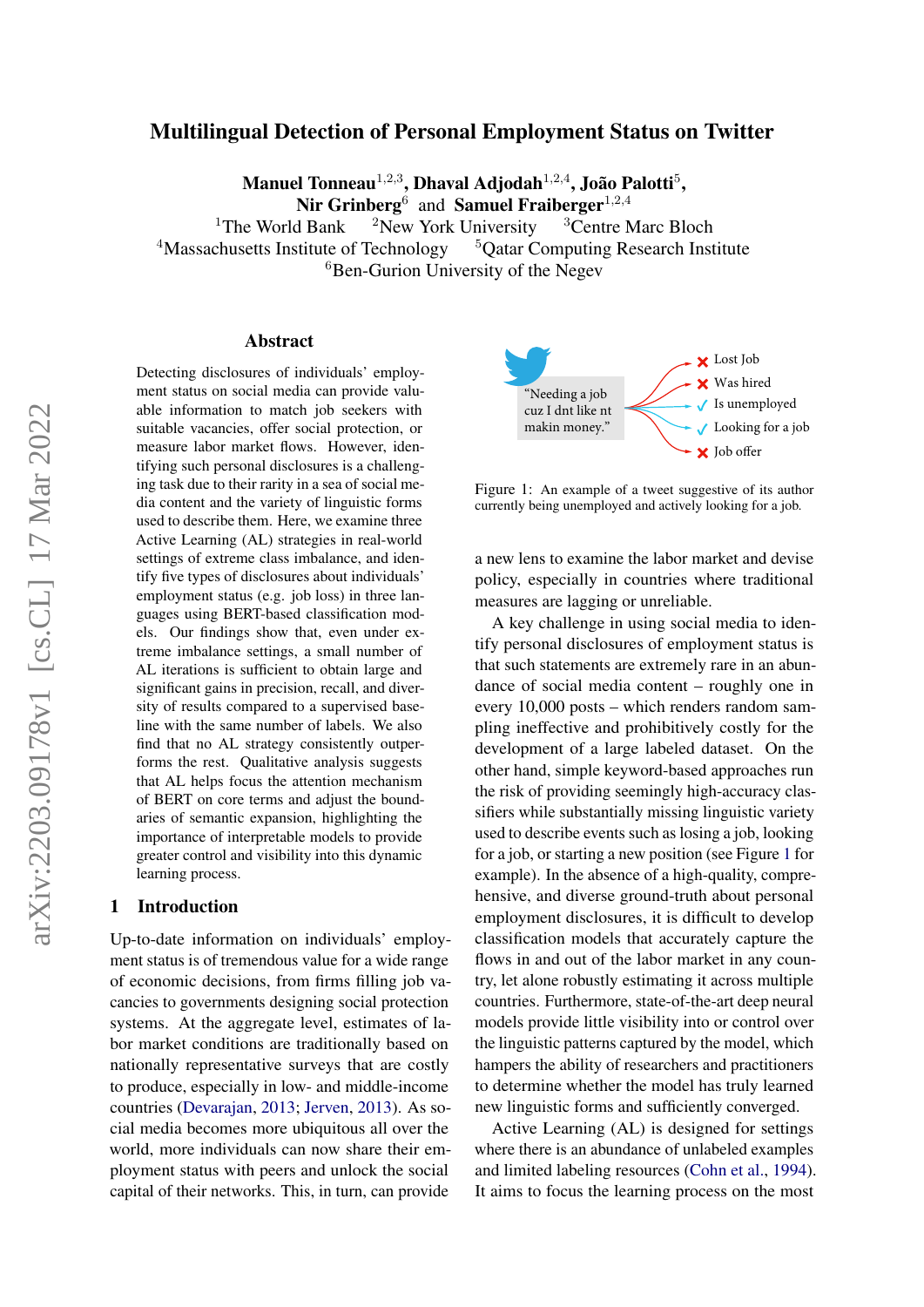# Multilingual Detection of Personal Employment Status on Twitter

**Manuel Tonneau**[1,2,3], **Dhaval Adjodah**[1,2,4], **João Palotti**[5], **Nir Grinberg**[6] and **Samuel Fraiberger**[1,2,4]

[1]The World Bank [2]New York University [3]Centre Marc Bloch
[4]Massachusetts Institute of Technology [5]Qatar Computing Research Institute
[6]Ben-Gurion University of the Negev

## Abstract

Detecting disclosures of individuals' employment status on social media can provide valuable information to match job seekers with suitable vacancies, offer social protection, or measure labor market flows. However, identifying such personal disclosures is a challenging task due to their rarity in a sea of social media content and the variety of linguistic forms used to describe them. Here, we examine three Active Learning (AL) strategies in real-world settings of extreme class imbalance, and identify five types of disclosures about individuals' employment status (e.g. job loss) in three languages using BERT-based classification models. Our findings show that, even under extreme imbalance settings, a small number of AL iterations is sufficient to obtain large and significant gains in precision, recall, and diversity of results compared to a supervised baseline with the same number of labels. We also find that no AL strategy consistently outperforms the rest. Qualitative analysis suggests that AL helps focus the attention mechanism of BERT on core terms and adjust the boundaries of semantic expansion, highlighting the importance of interpretable models to provide greater control and visibility into this dynamic learning process.

## 1 Introduction

Up-to-date information on individuals' employment status is of tremendous value for a wide range of economic decisions, from firms filling job vacancies to governments designing social protection systems. At the aggregate level, estimates of labor market conditions are traditionally based on nationally representative surveys that are costly to produce, especially in low- and middle-income countries (Devarajan, 2013; Jerven, 2013). As social media becomes more ubiquitous all over the world, more individuals can now share their employment status with peers and unlock the social capital of their networks. This, in turn, can provide a new lens to examine the labor market and devise policy, especially in countries where traditional measures are lagging or unreliable.

"Needing a job cuz I dnt like nt makin money."

✗ Lost Job
✗ Was hired
✓ Is unemployed
✓ Looking for a job
✗ Job offer

Figure 1: An example of a tweet suggestive of its author currently being unemployed and actively looking for a job.

A key challenge in using social media to identify personal disclosures of employment status is that such statements are extremely rare in an abundance of social media content – roughly one in every 10,000 posts – which renders random sampling ineffective and prohibitively costly for the development of a large labeled dataset. On the other hand, simple keyword-based approaches run the risk of providing seemingly high-accuracy classifiers while substantially missing linguistic variety used to describe events such as losing a job, looking for a job, or starting a new position (see Figure 1 for example). In the absence of a high-quality, comprehensive, and diverse ground-truth about personal employment disclosures, it is difficult to develop classification models that accurately capture the flows in and out of the labor market in any country, let alone robustly estimating it across multiple countries. Furthermore, state-of-the-art deep neural models provide little visibility into or control over the linguistic patterns captured by the model, which hampers the ability of researchers and practitioners to determine whether the model has truly learned new linguistic forms and sufficiently converged.

Active Learning (AL) is designed for settings where there is an abundance of unlabeled examples and limited labeling resources (Cohn et al., 1994). It aims to focus the learning process on the most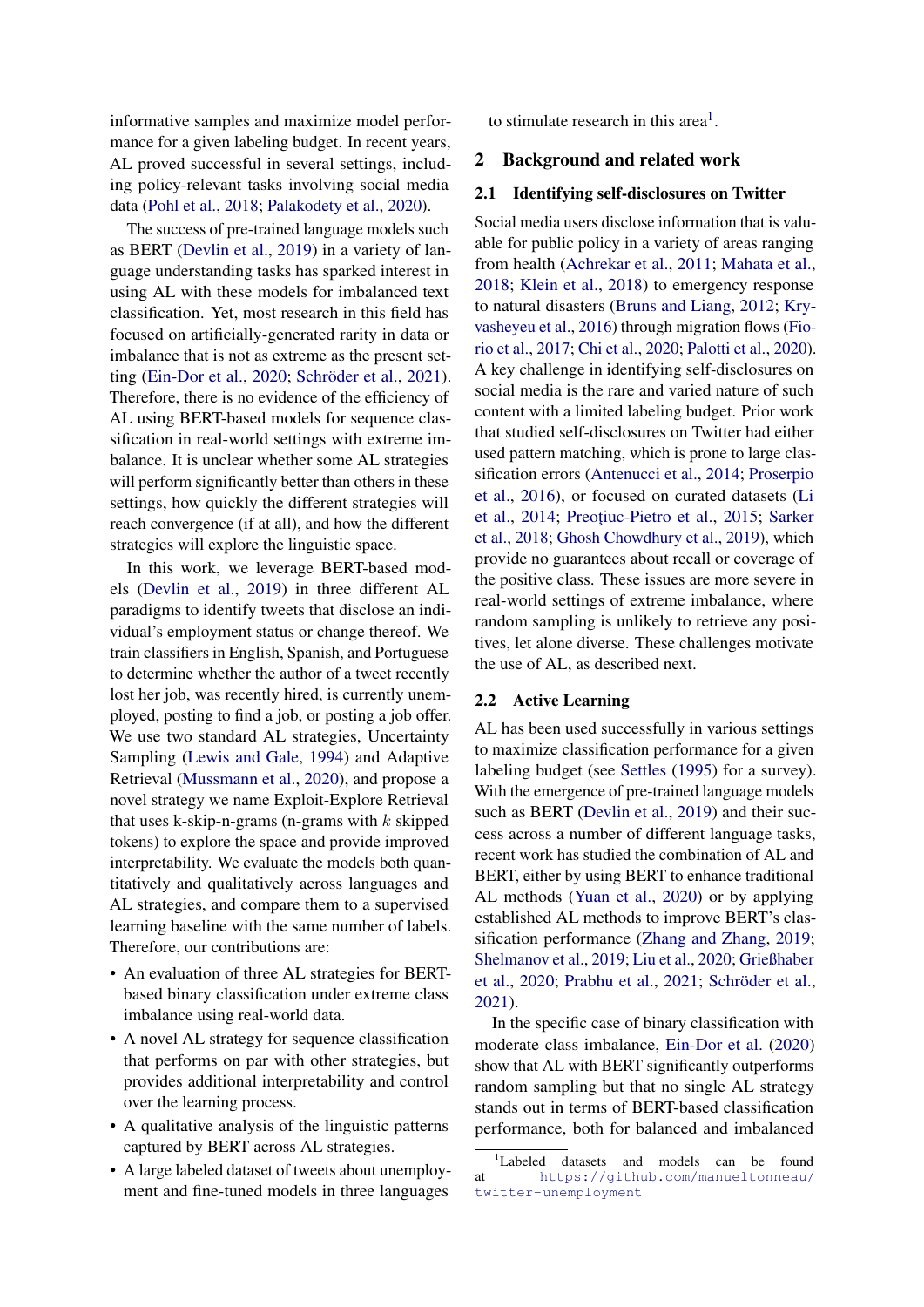informative samples and maximize model performance for a given labeling budget. In recent years, AL proved successful in several settings, including policy-relevant tasks involving social media data (Pohl et al., 2018; Palakodety et al., 2020).

The success of pre-trained language models such as BERT (Devlin et al., 2019) in a variety of language understanding tasks has sparked interest in using AL with these models for imbalanced text classification. Yet, most research in this field has focused on artificially-generated rarity in data or imbalance that is not as extreme as the present setting (Ein-Dor et al., 2020; Schröder et al., 2021). Therefore, there is no evidence of the efficiency of AL using BERT-based models for sequence classification in real-world settings with extreme imbalance. It is unclear whether some AL strategies will perform significantly better than others in these settings, how quickly the different strategies will reach convergence (if at all), and how the different strategies will explore the linguistic space.

In this work, we leverage BERT-based models (Devlin et al., 2019) in three different AL paradigms to identify tweets that disclose an individual's employment status or change thereof. We train classifiers in English, Spanish, and Portuguese to determine whether the author of a tweet recently lost her job, was recently hired, is currently unemployed, posting to find a job, or posting a job offer. We use two standard AL strategies, Uncertainty Sampling (Lewis and Gale, 1994) and Adaptive Retrieval (Mussmann et al., 2020), and propose a novel strategy we name Exploit-Explore Retrieval that uses k-skip-n-grams (n-grams with $k$ skipped tokens) to explore the space and provide improved interpretability. We evaluate the models both quantitatively and qualitatively across languages and AL strategies, and compare them to a supervised learning baseline with the same number of labels. Therefore, our contributions are:

- An evaluation of three AL strategies for BERT-based binary classification under extreme class imbalance using real-world data.
- A novel AL strategy for sequence classification that performs on par with other strategies, but provides additional interpretability and control over the learning process.
- A qualitative analysis of the linguistic patterns captured by BERT across AL strategies.
- A large labeled dataset of tweets about unemployment and fine-tuned models in three languages to stimulate research in this area[1].

## 2 Background and related work

### 2.1 Identifying self-disclosures on Twitter

Social media users disclose information that is valuable for public policy in a variety of areas ranging from health (Achrekar et al., 2011; Mahata et al., 2018; Klein et al., 2018) to emergency response to natural disasters (Bruns and Liang, 2012; Kryvasheyeu et al., 2016) through migration flows (Fiorio et al., 2017; Chi et al., 2020; Palotti et al., 2020). A key challenge in identifying self-disclosures on social media is the rare and varied nature of such content with a limited labeling budget. Prior work that studied self-disclosures on Twitter had either used pattern matching, which is prone to large classification errors (Antenucci et al., 2014; Proserpio et al., 2016), or focused on curated datasets (Li et al., 2014; Preoţiuc-Pietro et al., 2015; Sarker et al., 2018; Ghosh Chowdhury et al., 2019), which provide no guarantees about recall or coverage of the positive class. These issues are more severe in real-world settings of extreme imbalance, where random sampling is unlikely to retrieve any positives, let alone diverse. These challenges motivate the use of AL, as described next.

### 2.2 Active Learning

AL has been used successfully in various settings to maximize classification performance for a given labeling budget (see Settles (1995) for a survey). With the emergence of pre-trained language models such as BERT (Devlin et al., 2019) and their success across a number of different language tasks, recent work has studied the combination of AL and BERT, either by using BERT to enhance traditional AL methods (Yuan et al., 2020) or by applying established AL methods to improve BERT's classification performance (Zhang and Zhang, 2019; Shelmanov et al., 2019; Liu et al., 2020; Grießhaber et al., 2020; Prabhu et al., 2021; Schröder et al., 2021).

In the specific case of binary classification with moderate class imbalance, Ein-Dor et al. (2020) show that AL with BERT significantly outperforms random sampling but that no single AL strategy stands out in terms of BERT-based classification performance, both for balanced and imbalanced

[1] Labeled datasets and models can be found at https://github.com/manueltonneau/twitter-unemployment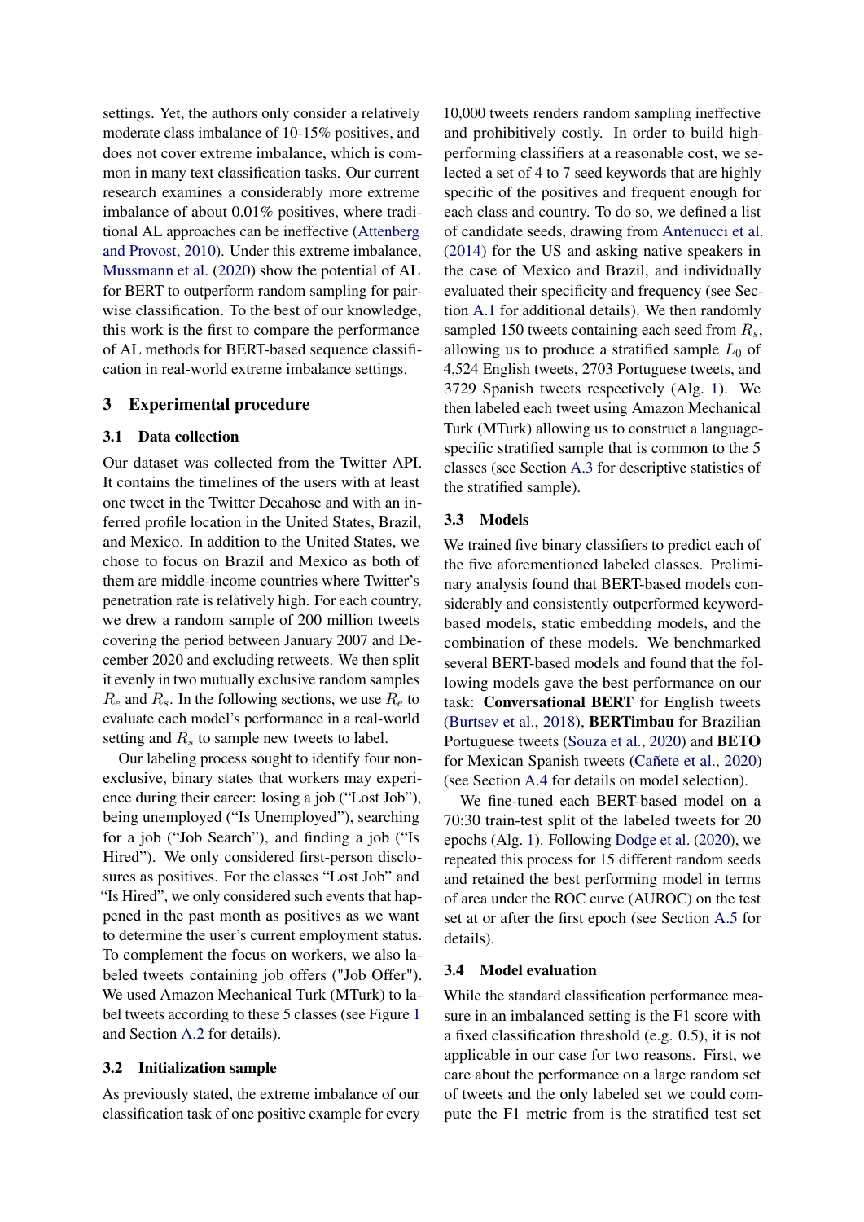settings. Yet, the authors only consider a relatively moderate class imbalance of 10-15% positives, and does not cover extreme imbalance, which is common in many text classification tasks. Our current research examines a considerably more extreme imbalance of about 0.01% positives, where traditional AL approaches can be ineffective (Attenberg and Provost, 2010). Under this extreme imbalance, Mussmann et al. (2020) show the potential of AL for BERT to outperform random sampling for pairwise classification. To the best of our knowledge, this work is the first to compare the performance of AL methods for BERT-based sequence classification in real-world extreme imbalance settings.

## 3 Experimental procedure

### 3.1 Data collection

Our dataset was collected from the Twitter API. It contains the timelines of the users with at least one tweet in the Twitter Decahose and with an inferred profile location in the United States, Brazil, and Mexico. In addition to the United States, we chose to focus on Brazil and Mexico as both of them are middle-income countries where Twitter's penetration rate is relatively high. For each country, we drew a random sample of 200 million tweets covering the period between January 2007 and December 2020 and excluding retweets. We then split it evenly in two mutually exclusive random samples $R_e$ and $R_s$. In the following sections, we use $R_e$ to evaluate each model's performance in a real-world setting and $R_s$ to sample new tweets to label.

Our labeling process sought to identify four non-exclusive, binary states that workers may experience during their career: losing a job ("Lost Job"), being unemployed ("Is Unemployed"), searching for a job ("Job Search"), and finding a job ("Is Hired"). We only considered first-person disclosures as positives. For the classes "Lost Job" and "Is Hired", we only considered such events that happened in the past month as positives as we want to determine the user's current employment status. To complement the focus on workers, we also labeled tweets containing job offers ("Job Offer"). We used Amazon Mechanical Turk (MTurk) to label tweets according to these 5 classes (see Figure 1 and Section A.2 for details).

### 3.2 Initialization sample

As previously stated, the extreme imbalance of our classification task of one positive example for every 10,000 tweets renders random sampling ineffective and prohibitively costly. In order to build high-performing classifiers at a reasonable cost, we selected a set of 4 to 7 seed keywords that are highly specific of the positives and frequent enough for each class and country. To do so, we defined a list of candidate seeds, drawing from Antenucci et al. (2014) for the US and asking native speakers in the case of Mexico and Brazil, and individually evaluated their specificity and frequency (see Section A.1 for additional details). We then randomly sampled 150 tweets containing each seed from $R_s$, allowing us to produce a stratified sample $L_0$ of 4,524 English tweets, 2703 Portuguese tweets, and 3729 Spanish tweets respectively (Alg. 1). We then labeled each tweet using Amazon Mechanical Turk (MTurk) allowing us to construct a language-specific stratified sample that is common to the 5 classes (see Section A.3 for descriptive statistics of the stratified sample).

### 3.3 Models

We trained five binary classifiers to predict each of the five aforementioned labeled classes. Preliminary analysis found that BERT-based models considerably and consistently outperformed keyword-based models, static embedding models, and the combination of these models. We benchmarked several BERT-based models and found that the following models gave the best performance on our task: **Conversational BERT** for English tweets (Burtsev et al., 2018), **BERTimbau** for Brazilian Portuguese tweets (Souza et al., 2020) and **BETO** for Mexican Spanish tweets (Cañete et al., 2020) (see Section A.4 for details on model selection).

We fine-tuned each BERT-based model on a 70:30 train-test split of the labeled tweets for 20 epochs (Alg. 1). Following Dodge et al. (2020), we repeated this process for 15 different random seeds and retained the best performing model in terms of area under the ROC curve (AUROC) on the test set at or after the first epoch (see Section A.5 for details).

### 3.4 Model evaluation

While the standard classification performance measure in an imbalanced setting is the F1 score with a fixed classification threshold (e.g. 0.5), it is not applicable in our case for two reasons. First, we care about the performance on a large random set of tweets and the only labeled set we could compute the F1 metric from is the stratified test set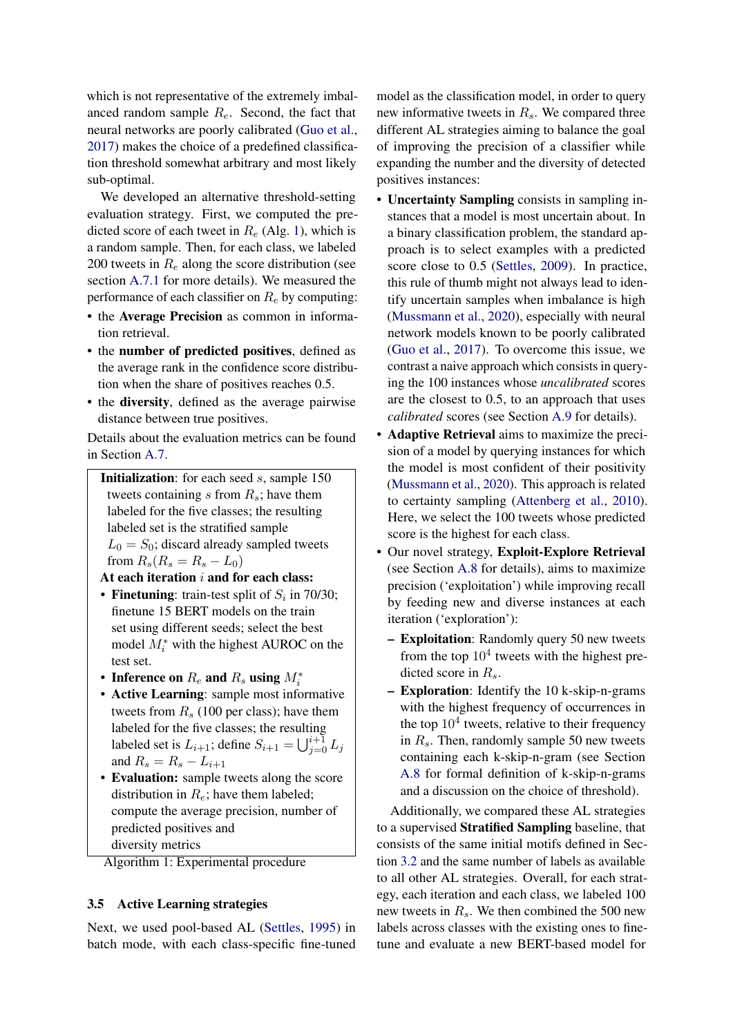which is not representative of the extremely imbalanced random sample $R_e$. Second, the fact that neural networks are poorly calibrated (Guo et al., 2017) makes the choice of a predefined classification threshold somewhat arbitrary and most likely sub-optimal.

We developed an alternative threshold-setting evaluation strategy. First, we computed the predicted score of each tweet in $R_e$ (Alg. 1), which is a random sample. Then, for each class, we labeled 200 tweets in $R_e$ along the score distribution (see section A.7.1 for more details). We measured the performance of each classifier on $R_e$ by computing:

- the **Average Precision** as common in information retrieval.
- the **number of predicted positives**, defined as the average rank in the confidence score distribution when the share of positives reaches 0.5.
- the **diversity**, defined as the average pairwise distance between true positives.

Details about the evaluation metrics can be found in Section A.7.

> **Initialization**: for each seed $s$, sample 150 tweets containing $s$ from $R_s$; have them labeled for the five classes; the resulting labeled set is the stratified sample $L_0 = S_0$; discard already sampled tweets from $R_s (R_s = R_s - L_0)$
>
> **At each iteration $i$ and for each class:**
>
> - **Finetuning**: train-test split of $S_i$ in 70/30; finetune 15 BERT models on the train set using different seeds; select the best model $M_i^*$ with the highest AUROC on the test set.
> - **Inference on $R_e$ and $R_s$ using $M_i^*$**
> - **Active Learning**: sample most informative tweets from $R_s$ (100 per class); have them labeled for the five classes; the resulting labeled set is $L_{i+1}$; define $S_{i+1} = \bigcup_{j=0}^{i+1} L_j$ and $R_s = R_s - L_{i+1}$
> - **Evaluation:** sample tweets along the score distribution in $R_e$; have them labeled; compute the average precision, number of predicted positives and diversity metrics

Algorithm 1: Experimental procedure

### 3.5 Active Learning strategies

Next, we used pool-based AL (Settles, 1995) in batch mode, with each class-specific fine-tuned model as the classification model, in order to query new informative tweets in $R_s$. We compared three different AL strategies aiming to balance the goal of improving the precision of a classifier while expanding the number and the diversity of detected positives instances:

- **Uncertainty Sampling** consists in sampling instances that a model is most uncertain about. In a binary classification problem, the standard approach is to select examples with a predicted score close to 0.5 (Settles, 2009). In practice, this rule of thumb might not always lead to identify uncertain samples when imbalance is high (Mussmann et al., 2020), especially with neural network models known to be poorly calibrated (Guo et al., 2017). To overcome this issue, we contrast a naive approach which consists in querying the 100 instances whose *uncalibrated* scores are the closest to 0.5, to an approach that uses *calibrated* scores (see Section A.9 for details).
- **Adaptive Retrieval** aims to maximize the precision of a model by querying instances for which the model is most confident of their positivity (Mussmann et al., 2020). This approach is related to certainty sampling (Attenberg et al., 2010). Here, we select the 100 tweets whose predicted score is the highest for each class.
- Our novel strategy, **Exploit-Explore Retrieval** (see Section A.8 for details), aims to maximize precision ('exploitation') while improving recall by feeding new and diverse instances at each iteration ('exploration'):
  - **Exploitation**: Randomly query 50 new tweets from the top $10^4$ tweets with the highest predicted score in $R_s$.
  - **Exploration**: Identify the 10 k-skip-n-grams with the highest frequency of occurrences in the top $10^4$ tweets, relative to their frequency in $R_s$. Then, randomly sample 50 new tweets containing each k-skip-n-gram (see Section A.8 for formal definition of k-skip-n-grams and a discussion on the choice of threshold).

Additionally, we compared these AL strategies to a supervised **Stratified Sampling** baseline, that consists of the same initial motifs defined in Section 3.2 and the same number of labels as available to all other AL strategies. Overall, for each strategy, each iteration and each class, we labeled 100 new tweets in $R_s$. We then combined the 500 new labels across classes with the existing ones to fine-tune and evaluate a new BERT-based model for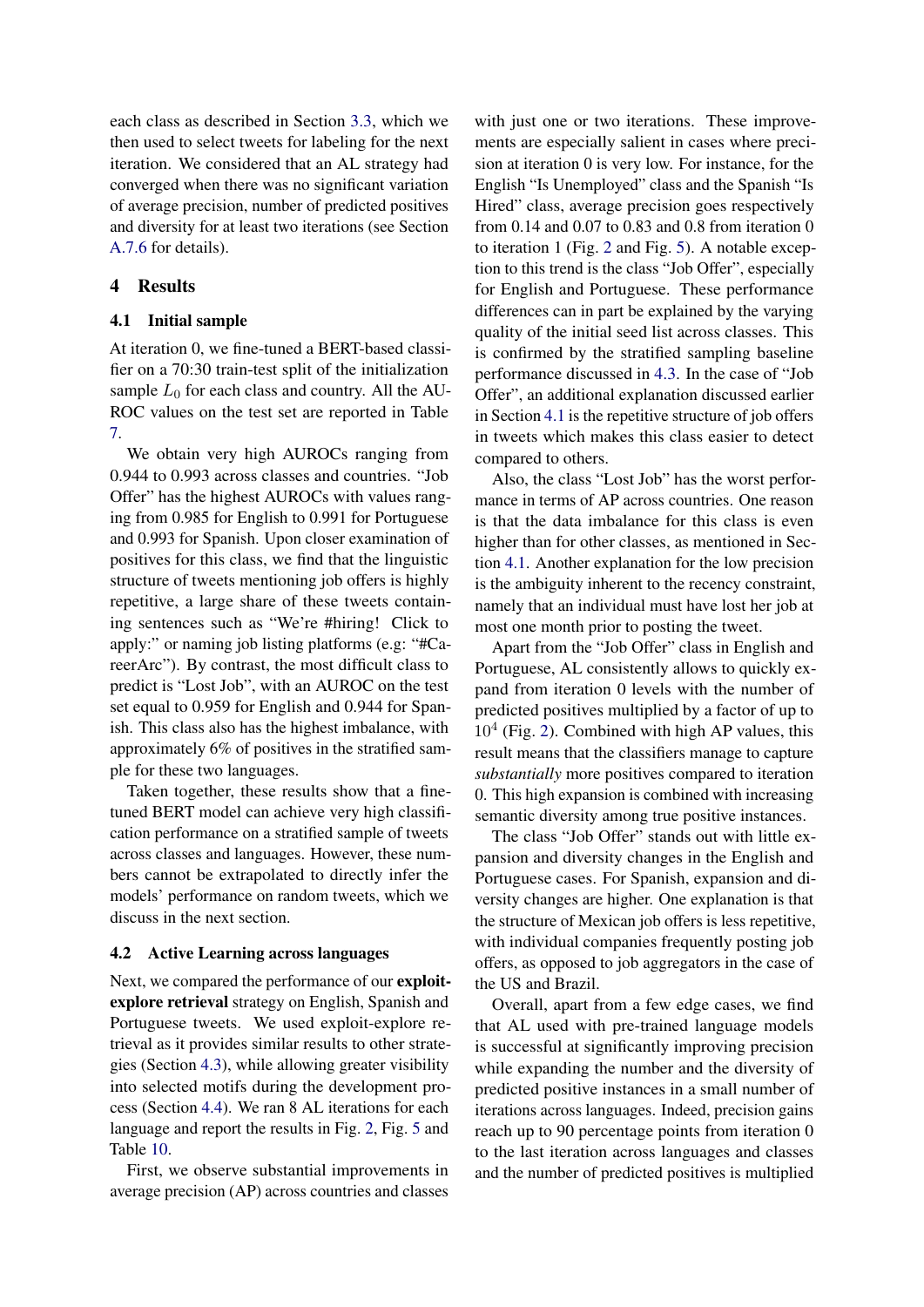each class as described in Section 3.3, which we then used to select tweets for labeling for the next iteration. We considered that an AL strategy had converged when there was no significant variation of average precision, number of predicted positives and diversity for at least two iterations (see Section A.7.6 for details).

## 4 Results

### 4.1 Initial sample

At iteration 0, we fine-tuned a BERT-based classifier on a 70:30 train-test split of the initialization sample $L_0$ for each class and country. All the AUROC values on the test set are reported in Table 7.

We obtain very high AUROCs ranging from 0.944 to 0.993 across classes and countries. "Job Offer" has the highest AUROCs with values ranging from 0.985 for English to 0.991 for Portuguese and 0.993 for Spanish. Upon closer examination of positives for this class, we find that the linguistic structure of tweets mentioning job offers is highly repetitive, a large share of these tweets containing sentences such as "We're #hiring! Click to apply:" or naming job listing platforms (e.g: "#CareerArc"). By contrast, the most difficult class to predict is "Lost Job", with an AUROC on the test set equal to 0.959 for English and 0.944 for Spanish. This class also has the highest imbalance, with approximately 6% of positives in the stratified sample for these two languages.

Taken together, these results show that a fine-tuned BERT model can achieve very high classification performance on a stratified sample of tweets across classes and languages. However, these numbers cannot be extrapolated to directly infer the models' performance on random tweets, which we discuss in the next section.

### 4.2 Active Learning across languages

Next, we compared the performance of our **exploit-explore retrieval** strategy on English, Spanish and Portuguese tweets. We used exploit-explore retrieval as it provides similar results to other strategies (Section 4.3), while allowing greater visibility into selected motifs during the development process (Section 4.4). We ran 8 AL iterations for each language and report the results in Fig. 2, Fig. 5 and Table 10.

First, we observe substantial improvements in average precision (AP) across countries and classes with just one or two iterations. These improvements are especially salient in cases where precision at iteration 0 is very low. For instance, for the English "Is Unemployed" class and the Spanish "Is Hired" class, average precision goes respectively from 0.14 and 0.07 to 0.83 and 0.8 from iteration 0 to iteration 1 (Fig. 2 and Fig. 5). A notable exception to this trend is the class "Job Offer", especially for English and Portuguese. These performance differences can in part be explained by the varying quality of the initial seed list across classes. This is confirmed by the stratified sampling baseline performance discussed in 4.3. In the case of "Job Offer", an additional explanation discussed earlier in Section 4.1 is the repetitive structure of job offers in tweets which makes this class easier to detect compared to others.

Also, the class "Lost Job" has the worst performance in terms of AP across countries. One reason is that the data imbalance for this class is even higher than for other classes, as mentioned in Section 4.1. Another explanation for the low precision is the ambiguity inherent to the recency constraint, namely that an individual must have lost her job at most one month prior to posting the tweet.

Apart from the "Job Offer" class in English and Portuguese, AL consistently allows to quickly expand from iteration 0 levels with the number of predicted positives multiplied by a factor of up to $10^4$ (Fig. 2). Combined with high AP values, this result means that the classifiers manage to capture *substantially* more positives compared to iteration 0. This high expansion is combined with increasing semantic diversity among true positive instances.

The class "Job Offer" stands out with little expansion and diversity changes in the English and Portuguese cases. For Spanish, expansion and diversity changes are higher. One explanation is that the structure of Mexican job offers is less repetitive, with individual companies frequently posting job offers, as opposed to job aggregators in the case of the US and Brazil.

Overall, apart from a few edge cases, we find that AL used with pre-trained language models is successful at significantly improving precision while expanding the number and the diversity of predicted positive instances in a small number of iterations across languages. Indeed, precision gains reach up to 90 percentage points from iteration 0 to the last iteration across languages and classes and the number of predicted positives is multiplied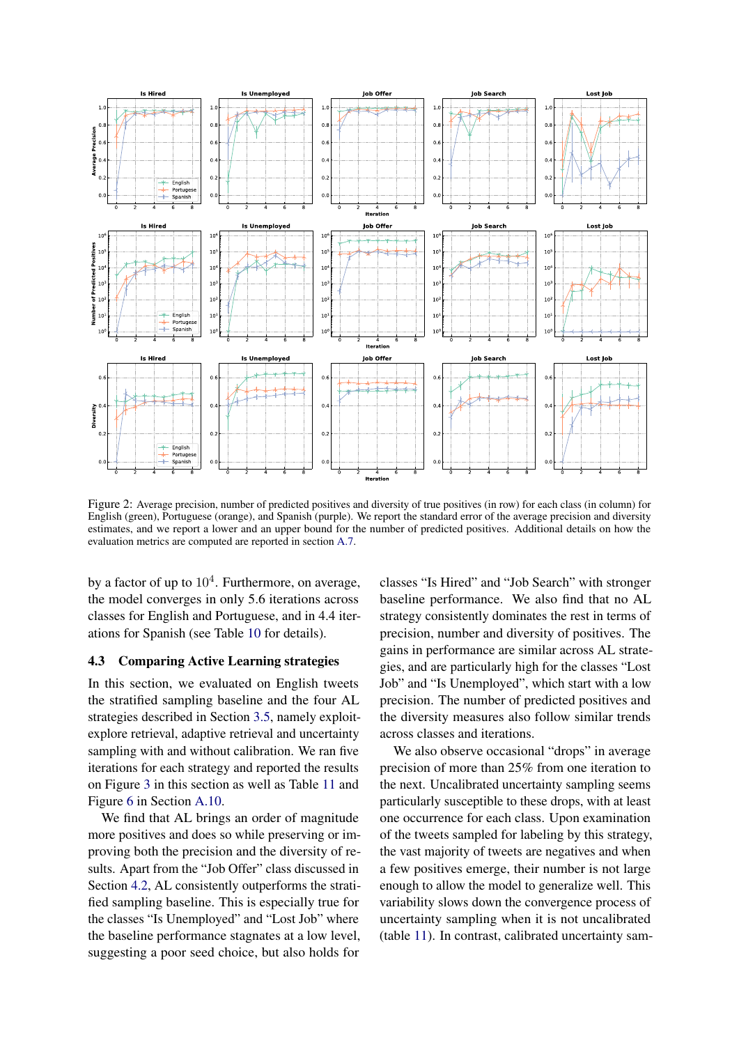Figure 2: Average precision, number of predicted positives and diversity of true positives (in row) for each class (in column) for English (green), Portuguese (orange), and Spanish (purple). We report the standard error of the average precision and diversity estimates, and we report a lower and an upper bound for the number of predicted positives. Additional details on how the evaluation metrics are computed are reported in section A.7.

by a factor of up to $10^4$. Furthermore, on average, the model converges in only 5.6 iterations across classes for English and Portuguese, and in 4.4 iterations for Spanish (see Table 10 for details).

### 4.3 Comparing Active Learning strategies

In this section, we evaluated on English tweets the stratified sampling baseline and the four AL strategies described in Section 3.5, namely exploit-explore retrieval, adaptive retrieval and uncertainty sampling with and without calibration. We ran five iterations for each strategy and reported the results on Figure 3 in this section as well as Table 11 and Figure 6 in Section A.10.

We find that AL brings an order of magnitude more positives and does so while preserving or improving both the precision and the diversity of results. Apart from the "Job Offer" class discussed in Section 4.2, AL consistently outperforms the stratified sampling baseline. This is especially true for the classes "Is Unemployed" and "Lost Job" where the baseline performance stagnates at a low level, suggesting a poor seed choice, but also holds for classes "Is Hired" and "Job Search" with stronger baseline performance. We also find that no AL strategy consistently dominates the rest in terms of precision, number and diversity of positives. The gains in performance are similar across AL strategies, and are particularly high for the classes "Lost Job" and "Is Unemployed", which start with a low precision. The number of predicted positives and the diversity measures also follow similar trends across classes and iterations.

We also observe occasional "drops" in average precision of more than 25% from one iteration to the next. Uncalibrated uncertainty sampling seems particularly susceptible to these drops, with at least one occurrence for each class. Upon examination of the tweets sampled for labeling by this strategy, the vast majority of tweets are negatives and when a few positives emerge, their number is not large enough to allow the model to generalize well. This variability slows down the convergence process of uncertainty sampling when it is not uncalibrated (table 11). In contrast, calibrated uncertainty sam-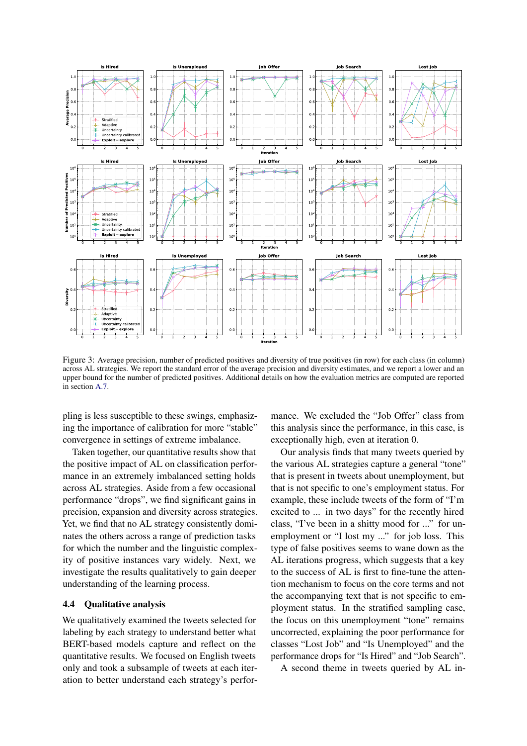Figure 3: Average precision, number of predicted positives and diversity of true positives (in row) for each class (in column) across AL strategies. We report the standard error of the average precision and diversity estimates, and we report a lower and an upper bound for the number of predicted positives. Additional details on how the evaluation metrics are computed are reported in section A.7.

pling is less susceptible to these swings, emphasizing the importance of calibration for more "stable" convergence in settings of extreme imbalance.

Taken together, our quantitative results show that the positive impact of AL on classification performance in an extremely imbalanced setting holds across AL strategies. Aside from a few occasional performance "drops", we find significant gains in precision, expansion and diversity across strategies. Yet, we find that no AL strategy consistently dominates the others across a range of prediction tasks for which the number and the linguistic complexity of positive instances vary widely. Next, we investigate the results qualitatively to gain deeper understanding of the learning process.

### 4.4 Qualitative analysis

We qualitatively examined the tweets selected for labeling by each strategy to understand better what BERT-based models capture and reflect on the quantitative results. We focused on English tweets only and took a subsample of tweets at each iteration to better understand each strategy's performance. We excluded the "Job Offer" class from this analysis since the performance, in this case, is exceptionally high, even at iteration 0.

Our analysis finds that many tweets queried by the various AL strategies capture a general "tone" that is present in tweets about unemployment, but that is not specific to one's employment status. For example, these include tweets of the form of "I'm excited to ... in two days" for the recently hired class, "I've been in a shitty mood for ..." for unemployment or "I lost my ..." for job loss. This type of false positives seems to wane down as the AL iterations progress, which suggests that a key to the success of AL is first to fine-tune the attention mechanism to focus on the core terms and not the accompanying text that is not specific to employment status. In the stratified sampling case, the focus on this unemployment "tone" remains uncorrected, explaining the poor performance for classes "Lost Job" and "Is Unemployed" and the performance drops for "Is Hired" and "Job Search".

A second theme in tweets queried by AL in-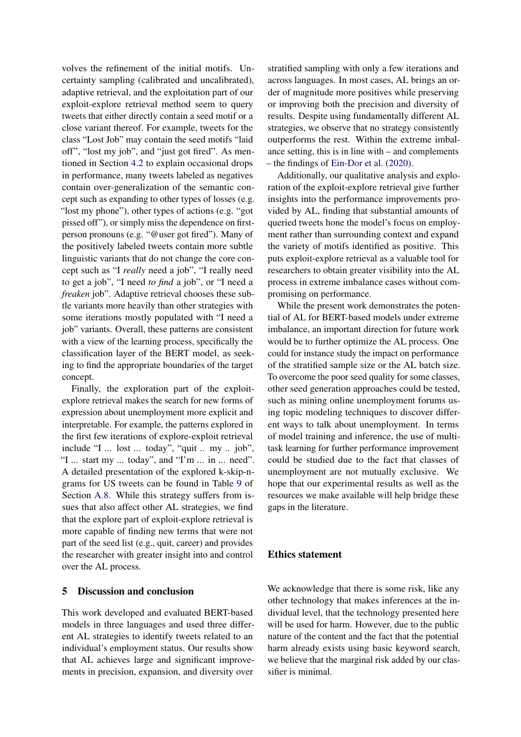volves the refinement of the initial motifs. Uncertainty sampling (calibrated and uncalibrated), adaptive retrieval, and the exploitation part of our exploit-explore retrieval method seem to query tweets that either directly contain a seed motif or a close variant thereof. For example, tweets for the class "Lost Job" may contain the seed motifs "laid off", "lost my job", and "just got fired". As mentioned in Section 4.2 to explain occasional drops in performance, many tweets labeled as negatives contain over-generalization of the semantic concept such as expanding to other types of losses (e.g. "lost my phone"), other types of actions (e.g. "got pissed off"), or simply miss the dependence on first-person pronouns (e.g. "@user got fired"). Many of the positively labeled tweets contain more subtle linguistic variants that do not change the core concept such as "I *really* need a job", "I really need to get a job", "I need *to find* a job", or "I need a *freaken* job". Adaptive retrieval chooses these subtle variants more heavily than other strategies with some iterations mostly populated with "I need a job" variants. Overall, these patterns are consistent with a view of the learning process, specifically the classification layer of the BERT model, as seeking to find the appropriate boundaries of the target concept.

Finally, the exploration part of the exploit-explore retrieval makes the search for new forms of expression about unemployment more explicit and interpretable. For example, the patterns explored in the first few iterations of explore-exploit retrieval include "I ... lost ... today", "quit .. my .. job", "I ... start my ... today", and "I'm ... in ... need". A detailed presentation of the explored k-skip-n-grams for US tweets can be found in Table 9 of Section A.8. While this strategy suffers from issues that also affect other AL strategies, we find that the explore part of exploit-explore retrieval is more capable of finding new terms that were not part of the seed list (e.g., quit, career) and provides the researcher with greater insight into and control over the AL process.

## 5 Discussion and conclusion

This work developed and evaluated BERT-based models in three languages and used three different AL strategies to identify tweets related to an individual's employment status. Our results show that AL achieves large and significant improvements in precision, expansion, and diversity over stratified sampling with only a few iterations and across languages. In most cases, AL brings an order of magnitude more positives while preserving or improving both the precision and diversity of results. Despite using fundamentally different AL strategies, we observe that no strategy consistently outperforms the rest. Within the extreme imbalance setting, this is in line with – and complements – the findings of Ein-Dor et al. (2020).

Additionally, our qualitative analysis and exploration of the exploit-explore retrieval give further insights into the performance improvements provided by AL, finding that substantial amounts of queried tweets hone the model's focus on employment rather than surrounding context and expand the variety of motifs identified as positive. This puts exploit-explore retrieval as a valuable tool for researchers to obtain greater visibility into the AL process in extreme imbalance cases without compromising on performance.

While the present work demonstrates the potential of AL for BERT-based models under extreme imbalance, an important direction for future work would be to further optimize the AL process. One could for instance study the impact on performance of the stratified sample size or the AL batch size. To overcome the poor seed quality for some classes, other seed generation approaches could be tested, such as mining online unemployment forums using topic modeling techniques to discover different ways to talk about unemployment. In terms of model training and inference, the use of multi-task learning for further performance improvement could be studied due to the fact that classes of unemployment are not mutually exclusive. We hope that our experimental results as well as the resources we make available will help bridge these gaps in the literature.

## Ethics statement

We acknowledge that there is some risk, like any other technology that makes inferences at the individual level, that the technology presented here will be used for harm. However, due to the public nature of the content and the fact that the potential harm already exists using basic keyword search, we believe that the marginal risk added by our classifier is minimal.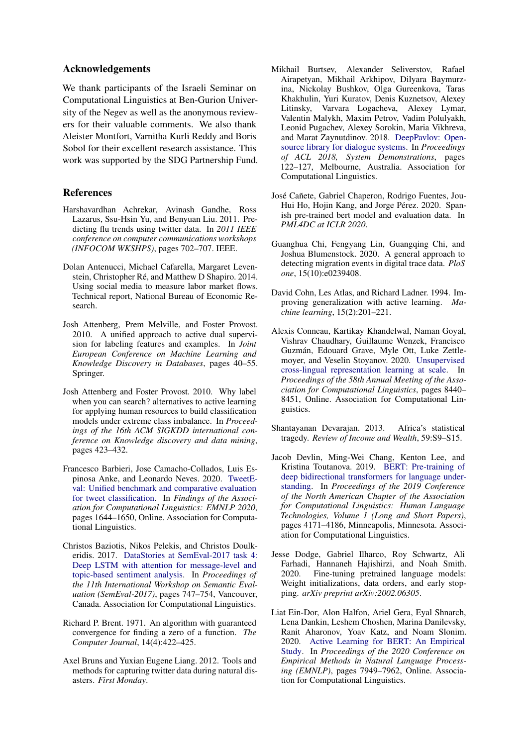## Acknowledgements

We thank participants of the Israeli Seminar on Computational Linguistics at Ben-Gurion University of the Negev as well as the anonymous reviewers for their valuable comments. We also thank Aleister Montfort, Varnitha Kurli Reddy and Boris Sobol for their excellent research assistance. This work was supported by the SDG Partnership Fund.

## References

Harshavardhan Achrekar, Avinash Gandhe, Ross Lazarus, Ssu-Hsin Yu, and Benyuan Liu. 2011. Predicting flu trends using twitter data. In *2011 IEEE conference on computer communications workshops (INFOCOM WKSHPS)*, pages 702–707. IEEE.

Dolan Antenucci, Michael Cafarella, Margaret Levenstein, Christopher Ré, and Matthew D Shapiro. 2014. Using social media to measure labor market flows. Technical report, National Bureau of Economic Research.

Josh Attenberg, Prem Melville, and Foster Provost. 2010. A unified approach to active dual supervision for labeling features and examples. In *Joint European Conference on Machine Learning and Knowledge Discovery in Databases*, pages 40–55. Springer.

Josh Attenberg and Foster Provost. 2010. Why label when you can search? alternatives to active learning for applying human resources to build classification models under extreme class imbalance. In *Proceedings of the 16th ACM SIGKDD international conference on Knowledge discovery and data mining*, pages 423–432.

Francesco Barbieri, Jose Camacho-Collados, Luis Espinosa Anke, and Leonardo Neves. 2020. TweetEval: Unified benchmark and comparative evaluation for tweet classification. In *Findings of the Association for Computational Linguistics: EMNLP 2020*, pages 1644–1650, Online. Association for Computational Linguistics.

Christos Baziotis, Nikos Pelekis, and Christos Doulkeridis. 2017. DataStories at SemEval-2017 task 4: Deep LSTM with attention for message-level and topic-based sentiment analysis. In *Proceedings of the 11th International Workshop on Semantic Evaluation (SemEval-2017)*, pages 747–754, Vancouver, Canada. Association for Computational Linguistics.

Richard P. Brent. 1971. An algorithm with guaranteed convergence for finding a zero of a function. *The Computer Journal*, 14(4):422–425.

Axel Bruns and Yuxian Eugene Liang. 2012. Tools and methods for capturing twitter data during natural disasters. *First Monday*.

Mikhail Burtsev, Alexander Seliverstov, Rafael Airapetyan, Mikhail Arkhipov, Dilyara Baymurzina, Nickolay Bushkov, Olga Gureenkova, Taras Khakhulin, Yuri Kuratov, Denis Kuznetsov, Alexey Litinsky, Varvara Logacheva, Alexey Lymar, Valentin Malykh, Maxim Petrov, Vadim Polulyakh, Leonid Pugachev, Alexey Sorokin, Maria Vikhreva, and Marat Zaynutdinov. 2018. DeepPavlov: Open-source library for dialogue systems. In *Proceedings of ACL 2018, System Demonstrations*, pages 122–127, Melbourne, Australia. Association for Computational Linguistics.

José Cañete, Gabriel Chaperon, Rodrigo Fuentes, Jou-Hui Ho, Hojin Kang, and Jorge Pérez. 2020. Spanish pre-trained bert model and evaluation data. In *PML4DC at ICLR 2020*.

Guanghua Chi, Fengyang Lin, Guangqing Chi, and Joshua Blumenstock. 2020. A general approach to detecting migration events in digital trace data. *PloS one*, 15(10):e0239408.

David Cohn, Les Atlas, and Richard Ladner. 1994. Improving generalization with active learning. *Machine learning*, 15(2):201–221.

Alexis Conneau, Kartikay Khandelwal, Naman Goyal, Vishrav Chaudhary, Guillaume Wenzek, Francisco Guzmán, Edouard Grave, Myle Ott, Luke Zettlemoyer, and Veselin Stoyanov. 2020. Unsupervised cross-lingual representation learning at scale. In *Proceedings of the 58th Annual Meeting of the Association for Computational Linguistics*, pages 8440–8451, Online. Association for Computational Linguistics.

Shantayanan Devarajan. 2013. Africa's statistical tragedy. *Review of Income and Wealth*, 59:S9–S15.

Jacob Devlin, Ming-Wei Chang, Kenton Lee, and Kristina Toutanova. 2019. BERT: Pre-training of deep bidirectional transformers for language understanding. In *Proceedings of the 2019 Conference of the North American Chapter of the Association for Computational Linguistics: Human Language Technologies, Volume 1 (Long and Short Papers)*, pages 4171–4186, Minneapolis, Minnesota. Association for Computational Linguistics.

Jesse Dodge, Gabriel Ilharco, Roy Schwartz, Ali Farhadi, Hannaneh Hajishirzi, and Noah Smith. 2020. Fine-tuning pretrained language models: Weight initializations, data orders, and early stopping. *arXiv preprint arXiv:2002.06305*.

Liat Ein-Dor, Alon Halfon, Ariel Gera, Eyal Shnarch, Lena Dankin, Leshem Choshen, Marina Danilevsky, Ranit Aharonov, Yoav Katz, and Noam Slonim. 2020. Active Learning for BERT: An Empirical Study. In *Proceedings of the 2020 Conference on Empirical Methods in Natural Language Processing (EMNLP)*, pages 7949–7962, Online. Association for Computational Linguistics.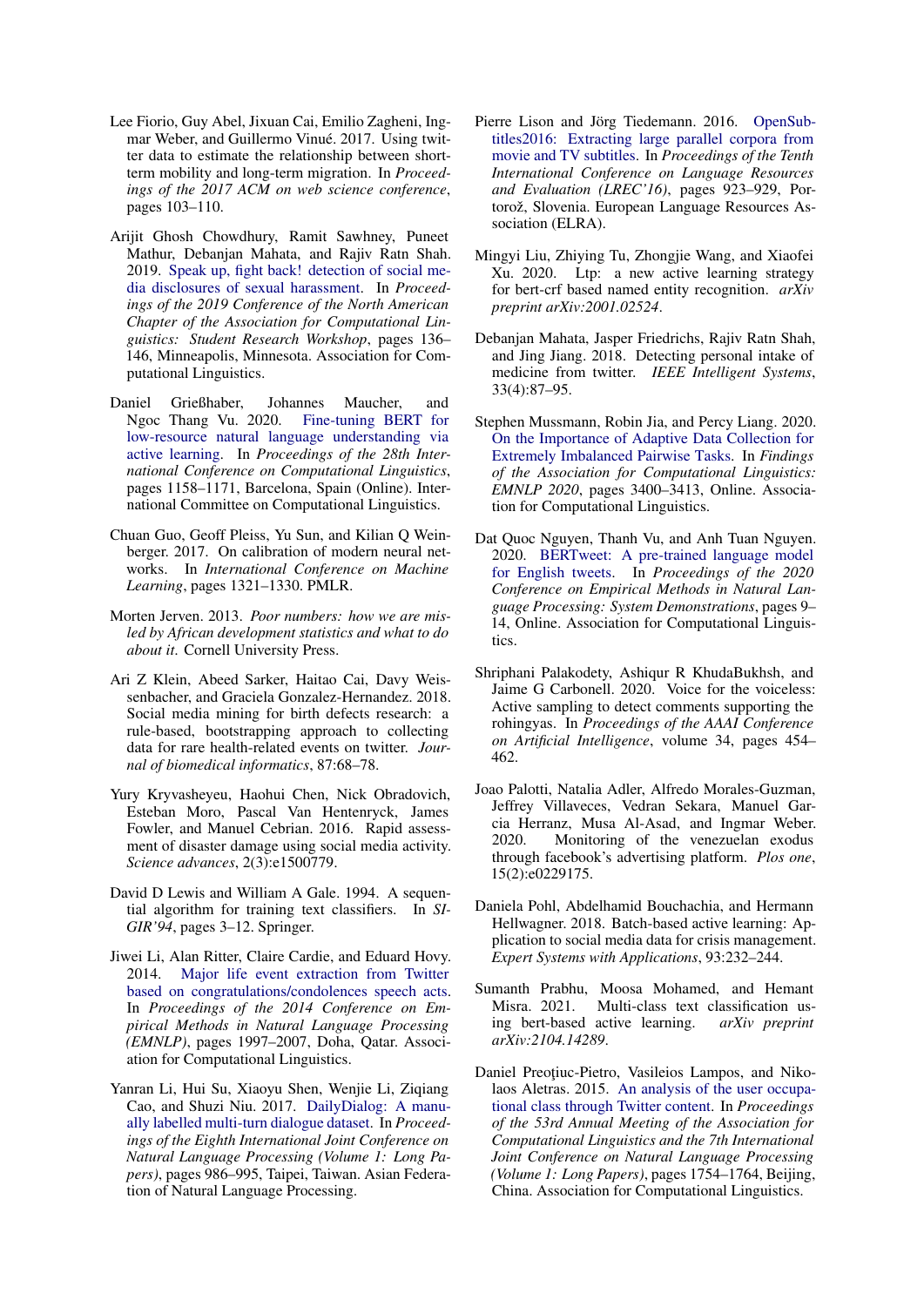Lee Fiorio, Guy Abel, Jixuan Cai, Emilio Zagheni, Ingmar Weber, and Guillermo Vinué. 2017. Using twitter data to estimate the relationship between short-term mobility and long-term migration. In *Proceedings of the 2017 ACM on web science conference*, pages 103–110.

Arijit Ghosh Chowdhury, Ramit Sawhney, Puneet Mathur, Debanjan Mahata, and Rajiv Ratn Shah. 2019. Speak up, fight back! detection of social media disclosures of sexual harassment. In *Proceedings of the 2019 Conference of the North American Chapter of the Association for Computational Linguistics: Student Research Workshop*, pages 136–146, Minneapolis, Minnesota. Association for Computational Linguistics.

Daniel Grießhaber, Johannes Maucher, and Ngoc Thang Vu. 2020. Fine-tuning BERT for low-resource natural language understanding via active learning. In *Proceedings of the 28th International Conference on Computational Linguistics*, pages 1158–1171, Barcelona, Spain (Online). International Committee on Computational Linguistics.

Chuan Guo, Geoff Pleiss, Yu Sun, and Kilian Q Weinberger. 2017. On calibration of modern neural networks. In *International Conference on Machine Learning*, pages 1321–1330. PMLR.

Morten Jerven. 2013. *Poor numbers: how we are misled by African development statistics and what to do about it*. Cornell University Press.

Ari Z Klein, Abeed Sarker, Haitao Cai, Davy Weissenbacher, and Graciela Gonzalez-Hernandez. 2018. Social media mining for birth defects research: a rule-based, bootstrapping approach to collecting data for rare health-related events on twitter. *Journal of biomedical informatics*, 87:68–78.

Yury Kryvasheyeu, Haohui Chen, Nick Obradovich, Esteban Moro, Pascal Van Hentenryck, James Fowler, and Manuel Cebrian. 2016. Rapid assessment of disaster damage using social media activity. *Science advances*, 2(3):e1500779.

David D Lewis and William A Gale. 1994. A sequential algorithm for training text classifiers. In *SIGIR'94*, pages 3–12. Springer.

Jiwei Li, Alan Ritter, Claire Cardie, and Eduard Hovy. 2014. Major life event extraction from Twitter based on congratulations/condolences speech acts. In *Proceedings of the 2014 Conference on Empirical Methods in Natural Language Processing (EMNLP)*, pages 1997–2007, Doha, Qatar. Association for Computational Linguistics.

Yanran Li, Hui Su, Xiaoyu Shen, Wenjie Li, Ziqiang Cao, and Shuzi Niu. 2017. DailyDialog: A manually labelled multi-turn dialogue dataset. In *Proceedings of the Eighth International Joint Conference on Natural Language Processing (Volume 1: Long Papers)*, pages 986–995, Taipei, Taiwan. Asian Federation of Natural Language Processing.

Pierre Lison and Jörg Tiedemann. 2016. OpenSubtitles2016: Extracting large parallel corpora from movie and TV subtitles. In *Proceedings of the Tenth International Conference on Language Resources and Evaluation (LREC'16)*, pages 923–929, Portorož, Slovenia. European Language Resources Association (ELRA).

Mingyi Liu, Zhiying Tu, Zhongjie Wang, and Xiaofei Xu. 2020. Ltp: a new active learning strategy for bert-crf based named entity recognition. *arXiv preprint arXiv:2001.02524*.

Debanjan Mahata, Jasper Friedrichs, Rajiv Ratn Shah, and Jing Jiang. 2018. Detecting personal intake of medicine from twitter. *IEEE Intelligent Systems*, 33(4):87–95.

Stephen Mussmann, Robin Jia, and Percy Liang. 2020. On the Importance of Adaptive Data Collection for Extremely Imbalanced Pairwise Tasks. In *Findings of the Association for Computational Linguistics: EMNLP 2020*, pages 3400–3413, Online. Association for Computational Linguistics.

Dat Quoc Nguyen, Thanh Vu, and Anh Tuan Nguyen. 2020. BERTweet: A pre-trained language model for English tweets. In *Proceedings of the 2020 Conference on Empirical Methods in Natural Language Processing: System Demonstrations*, pages 9–14, Online. Association for Computational Linguistics.

Shriphani Palakodety, Ashiqur R KhudaBukhsh, and Jaime G Carbonell. 2020. Voice for the voiceless: Active sampling to detect comments supporting the rohingyas. In *Proceedings of the AAAI Conference on Artificial Intelligence*, volume 34, pages 454–462.

Joao Palotti, Natalia Adler, Alfredo Morales-Guzman, Jeffrey Villaveces, Vedran Sekara, Manuel Garcia Herranz, Musa Al-Asad, and Ingmar Weber. 2020. Monitoring of the venezuelan exodus through facebook's advertising platform. *Plos one*, 15(2):e0229175.

Daniela Pohl, Abdelhamid Bouchachia, and Hermann Hellwagner. 2018. Batch-based active learning: Application to social media data for crisis management. *Expert Systems with Applications*, 93:232–244.

Sumanth Prabhu, Moosa Mohamed, and Hemant Misra. 2021. Multi-class text classification using bert-based active learning. *arXiv preprint arXiv:2104.14289*.

Daniel Preoţiuc-Pietro, Vasileios Lampos, and Nikolaos Aletras. 2015. An analysis of the user occupational class through Twitter content. In *Proceedings of the 53rd Annual Meeting of the Association for Computational Linguistics and the 7th International Joint Conference on Natural Language Processing (Volume 1: Long Papers)*, pages 1754–1764, Beijing, China. Association for Computational Linguistics.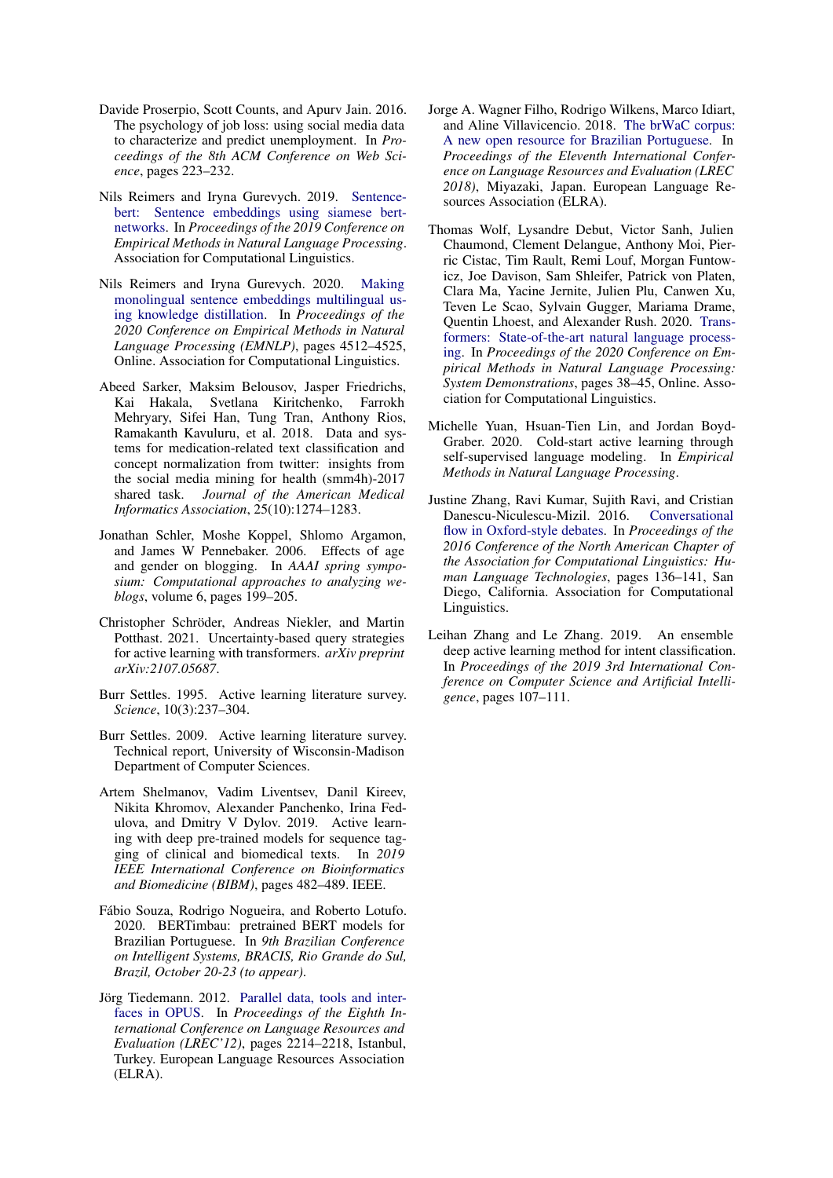Davide Proserpio, Scott Counts, and Apurv Jain. 2016. The psychology of job loss: using social media data to characterize and predict unemployment. In *Proceedings of the 8th ACM Conference on Web Science*, pages 223–232.

Nils Reimers and Iryna Gurevych. 2019. Sentence-bert: Sentence embeddings using siamese bert-networks. In *Proceedings of the 2019 Conference on Empirical Methods in Natural Language Processing*. Association for Computational Linguistics.

Nils Reimers and Iryna Gurevych. 2020. Making monolingual sentence embeddings multilingual using knowledge distillation. In *Proceedings of the 2020 Conference on Empirical Methods in Natural Language Processing (EMNLP)*, pages 4512–4525, Online. Association for Computational Linguistics.

Abeed Sarker, Maksim Belousov, Jasper Friedrichs, Kai Hakala, Svetlana Kiritchenko, Farrokh Mehryary, Sifei Han, Tung Tran, Anthony Rios, Ramakanth Kavuluru, et al. 2018. Data and systems for medication-related text classification and concept normalization from twitter: insights from the social media mining for health (smm4h)-2017 shared task. *Journal of the American Medical Informatics Association*, 25(10):1274–1283.

Jonathan Schler, Moshe Koppel, Shlomo Argamon, and James W Pennebaker. 2006. Effects of age and gender on blogging. In *AAAI spring symposium: Computational approaches to analyzing weblogs*, volume 6, pages 199–205.

Christopher Schröder, Andreas Niekler, and Martin Potthast. 2021. Uncertainty-based query strategies for active learning with transformers. *arXiv preprint arXiv:2107.05687*.

Burr Settles. 1995. Active learning literature survey. *Science*, 10(3):237–304.

Burr Settles. 2009. Active learning literature survey. Technical report, University of Wisconsin-Madison Department of Computer Sciences.

Artem Shelmanov, Vadim Liventsev, Danil Kireev, Nikita Khromov, Alexander Panchenko, Irina Fedulova, and Dmitry V Dylov. 2019. Active learning with deep pre-trained models for sequence tagging of clinical and biomedical texts. In *2019 IEEE International Conference on Bioinformatics and Biomedicine (BIBM)*, pages 482–489. IEEE.

Fábio Souza, Rodrigo Nogueira, and Roberto Lotufo. 2020. BERTimbau: pretrained BERT models for Brazilian Portuguese. In *9th Brazilian Conference on Intelligent Systems, BRACIS, Rio Grande do Sul, Brazil, October 20-23 (to appear)*.

Jörg Tiedemann. 2012. Parallel data, tools and interfaces in OPUS. In *Proceedings of the Eighth International Conference on Language Resources and Evaluation (LREC'12)*, pages 2214–2218, Istanbul, Turkey. European Language Resources Association (ELRA).

Jorge A. Wagner Filho, Rodrigo Wilkens, Marco Idiart, and Aline Villavicencio. 2018. The brWaC corpus: A new open resource for Brazilian Portuguese. In *Proceedings of the Eleventh International Conference on Language Resources and Evaluation (LREC 2018)*, Miyazaki, Japan. European Language Resources Association (ELRA).

Thomas Wolf, Lysandre Debut, Victor Sanh, Julien Chaumond, Clement Delangue, Anthony Moi, Pierric Cistac, Tim Rault, Remi Louf, Morgan Funtowicz, Joe Davison, Sam Shleifer, Patrick von Platen, Clara Ma, Yacine Jernite, Julien Plu, Canwen Xu, Teven Le Scao, Sylvain Gugger, Mariama Drame, Quentin Lhoest, and Alexander Rush. 2020. Transformers: State-of-the-art natural language processing. In *Proceedings of the 2020 Conference on Empirical Methods in Natural Language Processing: System Demonstrations*, pages 38–45, Online. Association for Computational Linguistics.

Michelle Yuan, Hsuan-Tien Lin, and Jordan Boyd-Graber. 2020. Cold-start active learning through self-supervised language modeling. In *Empirical Methods in Natural Language Processing*.

Justine Zhang, Ravi Kumar, Sujith Ravi, and Cristian Danescu-Niculescu-Mizil. 2016. Conversational flow in Oxford-style debates. In *Proceedings of the 2016 Conference of the North American Chapter of the Association for Computational Linguistics: Human Language Technologies*, pages 136–141, San Diego, California. Association for Computational Linguistics.

Leihan Zhang and Le Zhang. 2019. An ensemble deep active learning method for intent classification. In *Proceedings of the 2019 3rd International Conference on Computer Science and Artificial Intelligence*, pages 107–111.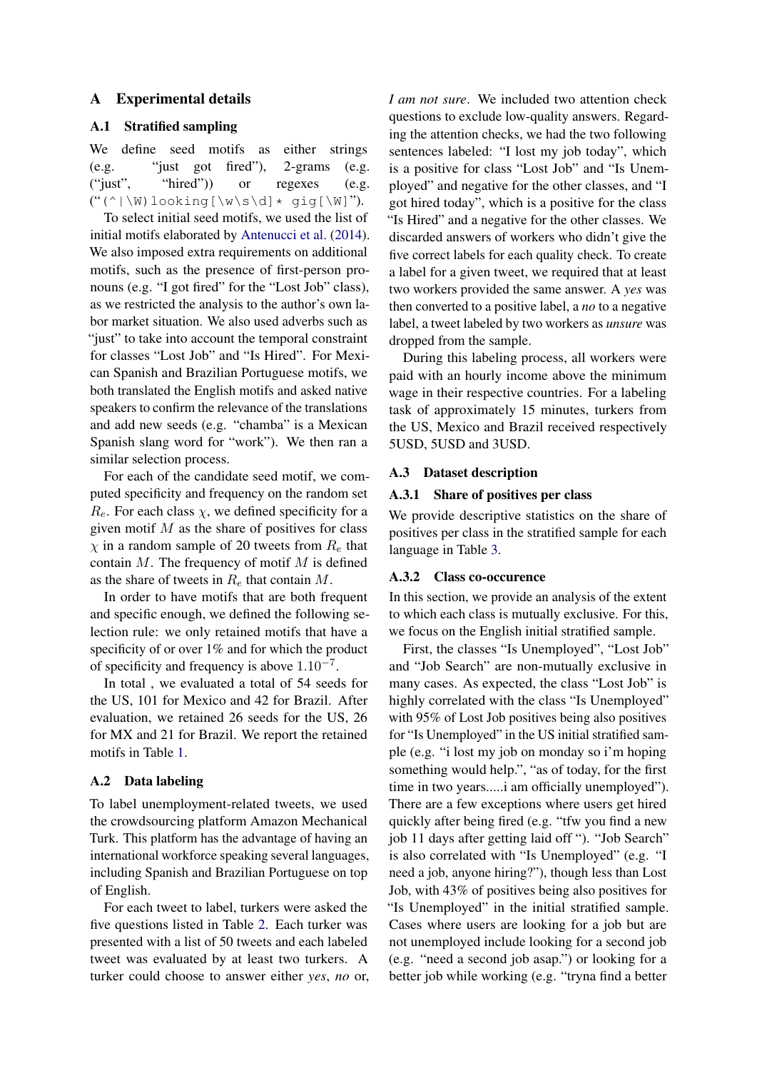# A Experimental details

## A.1 Stratified sampling

We define seed motifs as either strings (e.g. "just got fired"), 2-grams (e.g. ("just", "hired")) or regexes (e.g. ("`(^|\W)looking[\w\s\d]* gig[\W]`").

To select initial seed motifs, we used the list of initial motifs elaborated by Antenucci et al. (2014). We also imposed extra requirements on additional motifs, such as the presence of first-person pronouns (e.g. "I got fired" for the "Lost Job" class), as we restricted the analysis to the author's own labor market situation. We also used adverbs such as "just" to take into account the temporal constraint for classes "Lost Job" and "Is Hired". For Mexican Spanish and Brazilian Portuguese motifs, we both translated the English motifs and asked native speakers to confirm the relevance of the translations and add new seeds (e.g. "chamba" is a Mexican Spanish slang word for "work"). We then ran a similar selection process.

For each of the candidate seed motif, we computed specificity and frequency on the random set $R_e$. For each class $\chi$, we defined specificity for a given motif $M$ as the share of positives for class $\chi$ in a random sample of 20 tweets from $R_e$ that contain $M$. The frequency of motif $M$ is defined as the share of tweets in $R_e$ that contain $M$.

In order to have motifs that are both frequent and specific enough, we defined the following selection rule: we only retained motifs that have a specificity of or over 1% and for which the product of specificity and frequency is above $1.10^{-7}$.

In total , we evaluated a total of 54 seeds for the US, 101 for Mexico and 42 for Brazil. After evaluation, we retained 26 seeds for the US, 26 for MX and 21 for Brazil. We report the retained motifs in Table 1.

## A.2 Data labeling

To label unemployment-related tweets, we used the crowdsourcing platform Amazon Mechanical Turk. This platform has the advantage of having an international workforce speaking several languages, including Spanish and Brazilian Portuguese on top of English.

For each tweet to label, turkers were asked the five questions listed in Table 2. Each turker was presented with a list of 50 tweets and each labeled tweet was evaluated by at least two turkers. A turker could choose to answer either *yes*, *no* or, *I am not sure*. We included two attention check questions to exclude low-quality answers. Regarding the attention checks, we had the two following sentences labeled: "I lost my job today", which is a positive for class "Lost Job" and "Is Unemployed" and negative for the other classes, and "I got hired today", which is a positive for the class "Is Hired" and a negative for the other classes. We discarded answers of workers who didn't give the five correct labels for each quality check. To create a label for a given tweet, we required that at least two workers provided the same answer. A *yes* was then converted to a positive label, a *no* to a negative label, a tweet labeled by two workers as *unsure* was dropped from the sample.

During this labeling process, all workers were paid with an hourly income above the minimum wage in their respective countries. For a labeling task of approximately 15 minutes, turkers from the US, Mexico and Brazil received respectively 5USD, 5USD and 3USD.

## A.3 Dataset description

### A.3.1 Share of positives per class

We provide descriptive statistics on the share of positives per class in the stratified sample for each language in Table 3.

### A.3.2 Class co-occurence

In this section, we provide an analysis of the extent to which each class is mutually exclusive. For this, we focus on the English initial stratified sample.

First, the classes "Is Unemployed", "Lost Job" and "Job Search" are non-mutually exclusive in many cases. As expected, the class "Lost Job" is highly correlated with the class "Is Unemployed" with 95% of Lost Job positives being also positives for "Is Unemployed" in the US initial stratified sample (e.g. "i lost my job on monday so i'm hoping something would help.", "as of today, for the first time in two years.....i am officially unemployed"). There are a few exceptions where users get hired quickly after being fired (e.g. "tfw you find a new job 11 days after getting laid off "). "Job Search" is also correlated with "Is Unemployed" (e.g. "I need a job, anyone hiring?"), though less than Lost Job, with 43% of positives being also positives for "Is Unemployed" in the initial stratified sample. Cases where users are looking for a job but are not unemployed include looking for a second job (e.g. "need a second job asap.") or looking for a better job while working (e.g. "tryna find a better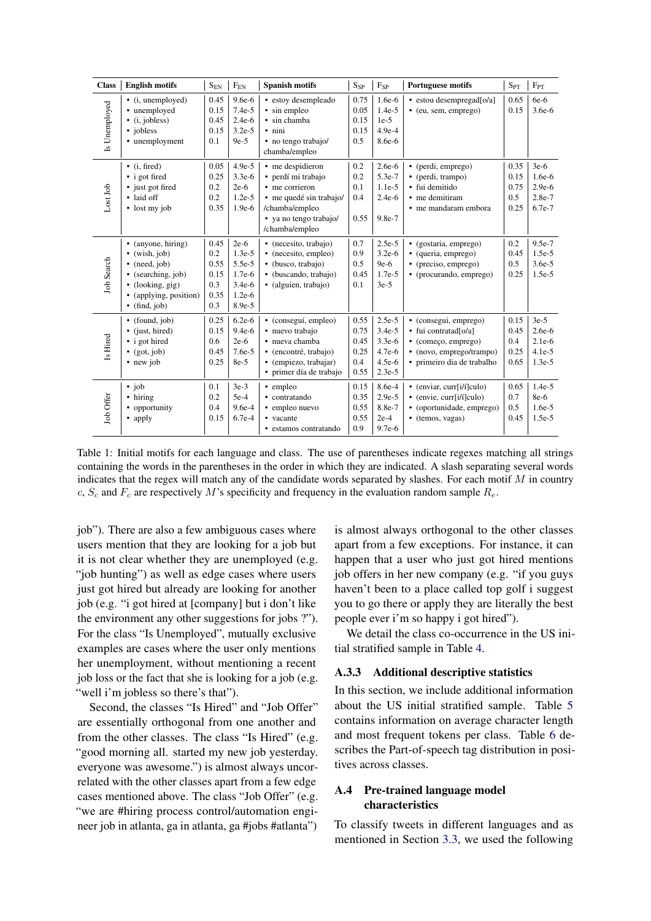| Class | English motifs | $S_{EN}$ | $F_{EN}$ | Spanish motifs | $S_{SP}$ | $F_{SP}$ | Portuguese motifs | $S_{PT}$ | $F_{PT}$ |
|---|---|---|---|---|---|---|---|---|---|
| Is Unemployed | • (i, unemployed) | 0.45 | 9.6e-6 | • estoy desempleado | 0.75 | 1.6e-6 | • estou desempregad[o/a] | 0.65 | 6e-6 |
| | • unemployed | 0.15 | 7.4e-5 | • sin empleo | 0.05 | 1.4e-5 | • (eu, sem, emprego) | 0.15 | 3.6e-6 |
| | • (i, jobless) | 0.45 | 2.4e-6 | • sin chamba | 0.15 | 1e-5 | | | |
| | • jobless | 0.15 | 3.2e-5 | • nini | 0.15 | 4.9e-4 | | | |
| | • unemployment | 0.1 | 9e-5 | • no tengo trabajo/ chamba/empleo | 0.5 | 8.6e-6 | | | |
| Lost Job | • (i, fired) | 0.05 | 4.9e-5 | • me despidieron | 0.2 | 2.6e-6 | • (perdi, emprego) | 0.35 | 3e-6 |
| | • i got fired | 0.25 | 3.3e-6 | • perdí mi trabajo | 0.2 | 5.3e-7 | • (perdi, trampo) | 0.15 | 1.6e-6 |
| | • just got fired | 0.2 | 2e-6 | • me corrieron | 0.1 | 1.1e-5 | • fui demitido | 0.75 | 2.9e-6 |
| | • laid off | 0.2 | 1.2e-5 | • me quedé sin trabajo/ /chamba/empleo | 0.4 | 2.4e-6 | • me demitiram | 0.5 | 2.8e-7 |
| | • lost my job | 0.35 | 1.9e-6 | • ya no tengo trabajo/ /chamba/empleo | 0.55 | 9.8e-7 | • me mandaram embora | 0.25 | 6.7e-7 |
| Job Search | • (anyone, hiring) | 0.45 | 2e-6 | • (necesito, trabajo) | 0.7 | 2.5e-5 | • (gostaria, emprego) | 0.2 | 9.5e-7 |
| | • (wish, job) | 0.2 | 1.3e-5 | • (necesito, empleo) | 0.9 | 3.2e-6 | • (queria, emprego) | 0.45 | 1.5e-5 |
| | • (need, job) | 0.55 | 5.5e-5 | • (busco, trabajo) | 0.5 | 9e-6 | • (preciso, emprego) | 0.5 | 3.6e-5 |
| | • (searching, job) | 0.15 | 1.7e-6 | • (buscando, trabajo) | 0.45 | 1.7e-5 | • (procurando, emprego) | 0.25 | 1.5e-5 |
| | • (looking, gig) | 0.3 | 3.4e-6 | • (alguien, trabajo) | 0.1 | 3e-5 | | | |
| | • (applying, position) | 0.35 | 1.2e-6 | | | | | | |
| | • (find, job) | 0.3 | 8.9e-5 | | | | | | |
| Is Hired | • (found, job) | 0.25 | 6.2e-6 | • (conseguí, empleo) | 0.55 | 2.5e-5 | • (consegui, emprego) | 0.15 | 3e-5 |
| | • (just, hired) | 0.15 | 9.4e-6 | • nuevo trabajo | 0.75 | 3.4e-5 | • fui contratad[o/a] | 0.45 | 2.6e-6 |
| | • i got hired | 0.6 | 2e-6 | • nueva chamba | 0.45 | 3.3e-6 | • (começo, emprego) | 0.4 | 2.1e-6 |
| | • (got, job) | 0.45 | 7.6e-5 | • (encontré, trabajo) | 0.25 | 4.7e-6 | • (novo, emprego/trampo) | 0.25 | 4.1e-5 |
| | • new job | 0.25 | 8e-5 | • (empiezo, trabajar) | 0.4 | 4.5e-6 | • primeiro dia de trabalho | 0.65 | 1.3e-5 |
| | | | | • primer día de trabajo | 0.55 | 2.3e-5 | | | |
| Job Offer | • job | 0.1 | 3e-3 | • empleo | 0.15 | 8.6e-4 | • (enviar, curr[i/í]culo) | 0.65 | 1.4e-5 |
| | • hiring | 0.2 | 5e-4 | • contratando | 0.35 | 2.9e-5 | • (envie, curr[i/í]culo) | 0.7 | 8e-6 |
| | • opportunity | 0.4 | 9.6e-4 | • empleo nuevo | 0.55 | 8.8e-7 | • (oportunidade, emprego) | 0.5 | 1.6e-5 |
| | • apply | 0.15 | 6.7e-4 | • vacante | 0.55 | 2e-4 | • (temos, vagas) | 0.45 | 1.5e-5 |
| | | | | • estamos contratando | 0.9 | 9.7e-6 | | | |

Table 1: Initial motifs for each language and class. The use of parentheses indicate regexes matching all strings containing the words in the parentheses in the order in which they are indicated. A slash separating several words indicates that the regex will match any of the candidate words separated by slashes. For each motif $M$ in country $c$, $S_c$ and $F_c$ are respectively $M$'s specificity and frequency in the evaluation random sample $R_e$.

job"). There are also a few ambiguous cases where users mention that they are looking for a job but it is not clear whether they are unemployed (e.g. "job hunting") as well as edge cases where users just got hired but already are looking for another job (e.g. "i got hired at [company] but i don't like the environment any other suggestions for jobs ?"). For the class "Is Unemployed", mutually exclusive examples are cases where the user only mentions her unemployment, without mentioning a recent job loss or the fact that she is looking for a job (e.g. "well i'm jobless so there's that").

Second, the classes "Is Hired" and "Job Offer" are essentially orthogonal from one another and from the other classes. The class "Is Hired" (e.g. "good morning all. started my new job yesterday. everyone was awesome.") is almost always uncorrelated with the other classes apart from a few edge cases mentioned above. The class "Job Offer" (e.g. "we are #hiring process control/automation engineer job in atlanta, ga in atlanta, ga #jobs #atlanta") is almost always orthogonal to the other classes apart from a few exceptions. For instance, it can happen that a user who just got hired mentions job offers in her new company (e.g. "if you guys haven't been to a place called top golf i suggest you to go there or apply they are literally the best people ever i'm so happy i got hired").

We detail the class co-occurrence in the US initial stratified sample in Table 4.

### A.3.3 Additional descriptive statistics

In this section, we include additional information about the US initial stratified sample. Table 5 contains information on average character length and most frequent tokens per class. Table 6 describes the Part-of-speech tag distribution in positives across classes.

## A.4 Pre-trained language model characteristics

To classify tweets in different languages and as mentioned in Section 3.3, we used the following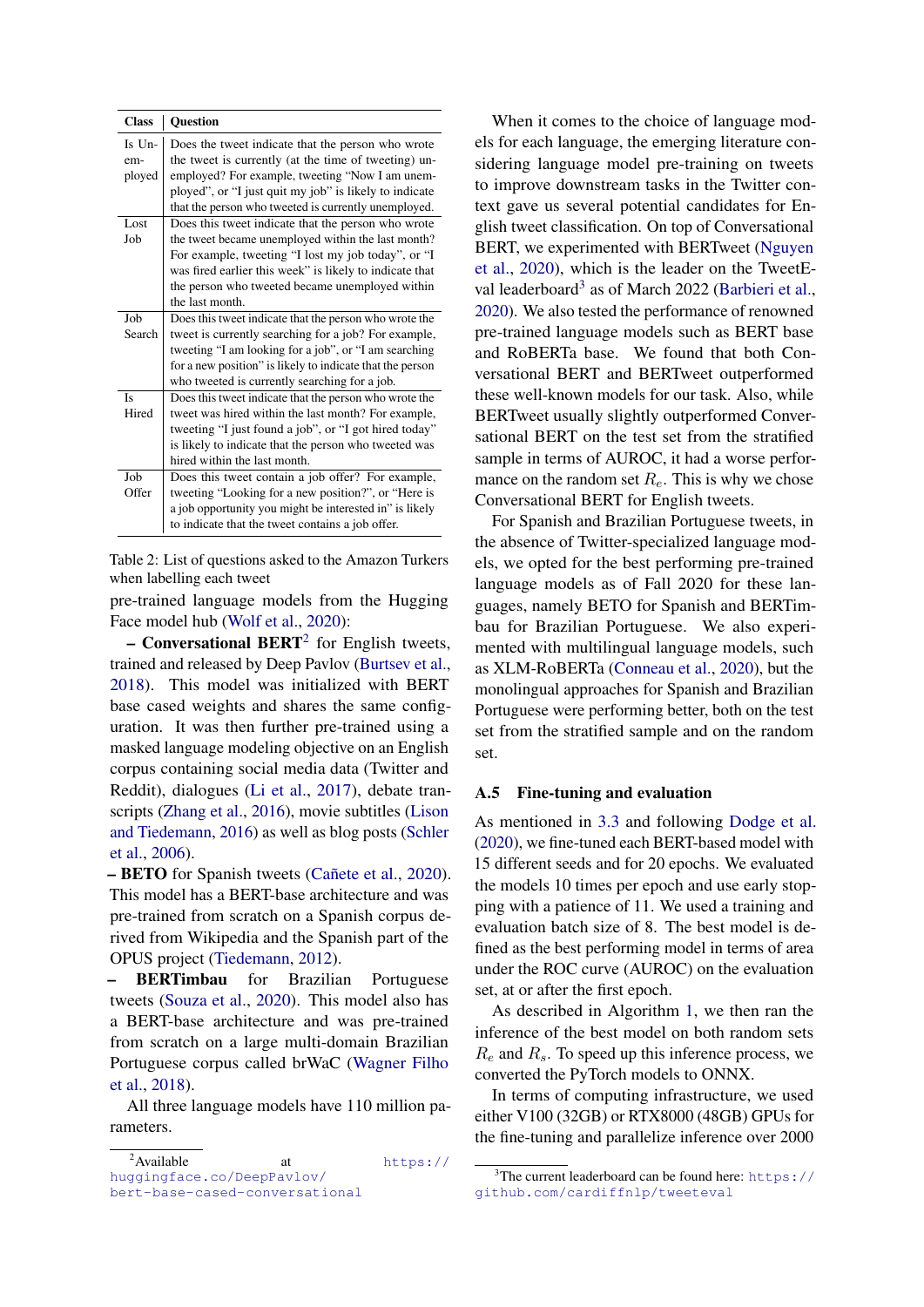| Class | Question |
|---|---|
| Is Unemployed | Does the tweet indicate that the person who wrote the tweet is currently (at the time of tweeting) unemployed? For example, tweeting "Now I am unemployed", or "I just quit my job" is likely to indicate that the person who tweeted is currently unemployed. |
| Lost Job | Does this tweet indicate that the person who wrote the tweet became unemployed within the last month? For example, tweeting "I lost my job today", or "I was fired earlier this week" is likely to indicate that the person who tweeted became unemployed within the last month. |
| Job Search | Does this tweet indicate that the person who wrote the tweet is currently searching for a job? For example, tweeting "I am looking for a job", or "I am searching for a new position" is likely to indicate that the person who tweeted is currently searching for a job. |
| Is Hired | Does this tweet indicate that the person who wrote the tweet was hired within the last month? For example, tweeting "I just found a job", or "I got hired today" is likely to indicate that the person who tweeted was hired within the last month. |
| Job Offer | Does this tweet contain a job offer? For example, tweeting "Looking for a new position?", or "Here is a job opportunity you might be interested in" is likely to indicate that the tweet contains a job offer. |

Table 2: List of questions asked to the Amazon Turkers when labelling each tweet

pre-trained language models from the Hugging Face model hub (Wolf et al., 2020):

– **Conversational BERT**[2] for English tweets, trained and released by Deep Pavlov (Burtsev et al., 2018). This model was initialized with BERT base cased weights and shares the same configuration. It was then further pre-trained using a masked language modeling objective on an English corpus containing social media data (Twitter and Reddit), dialogues (Li et al., 2017), debate transcripts (Zhang et al., 2016), movie subtitles (Lison and Tiedemann, 2016) as well as blog posts (Schler et al., 2006).

– **BETO** for Spanish tweets (Cañete et al., 2020). This model has a BERT-base architecture and was pre-trained from scratch on a Spanish corpus derived from Wikipedia and the Spanish part of the OPUS project (Tiedemann, 2012).

– **BERTimbau** for Brazilian Portuguese tweets (Souza et al., 2020). This model also has a BERT-base architecture and was pre-trained from scratch on a large multi-domain Brazilian Portuguese corpus called brWaC (Wagner Filho et al., 2018).

All three language models have 110 million parameters.

When it comes to the choice of language models for each language, the emerging literature considering language model pre-training on tweets to improve downstream tasks in the Twitter context gave us several potential candidates for English tweet classification. On top of Conversational BERT, we experimented with BERTweet (Nguyen et al., 2020), which is the leader on the TweetEval leaderboard[3] as of March 2022 (Barbieri et al., 2020). We also tested the performance of renowned pre-trained language models such as BERT base and RoBERTa base. We found that both Conversational BERT and BERTweet outperformed these well-known models for our task. Also, while BERTweet usually slightly outperformed Conversational BERT on the test set from the stratified sample in terms of AUROC, it had a worse performance on the random set $R_e$. This is why we chose Conversational BERT for English tweets.

For Spanish and Brazilian Portuguese tweets, in the absence of Twitter-specialized language models, we opted for the best performing pre-trained language models as of Fall 2020 for these languages, namely BETO for Spanish and BERTimbau for Brazilian Portuguese. We also experimented with multilingual language models, such as XLM-RoBERTa (Conneau et al., 2020), but the monolingual approaches for Spanish and Brazilian Portuguese were performing better, both on the test set from the stratified sample and on the random set.

### A.5 Fine-tuning and evaluation

As mentioned in 3.3 and following Dodge et al. (2020), we fine-tuned each BERT-based model with 15 different seeds and for 20 epochs. We evaluated the models 10 times per epoch and use early stopping with a patience of 11. We used a training and evaluation batch size of 8. The best model is defined as the best performing model in terms of area under the ROC curve (AUROC) on the evaluation set, at or after the first epoch.

As described in Algorithm 1, we then ran the inference of the best model on both random sets $R_e$ and $R_s$. To speed up this inference process, we converted the PyTorch models to ONNX.

In terms of computing infrastructure, we used either V100 (32GB) or RTX8000 (48GB) GPUs for the fine-tuning and parallelize inference over 2000

[2] Available at https://huggingface.co/DeepPavlov/bert-base-cased-conversational

[3] The current leaderboard can be found here: https://github.com/cardiffnlp/tweeteval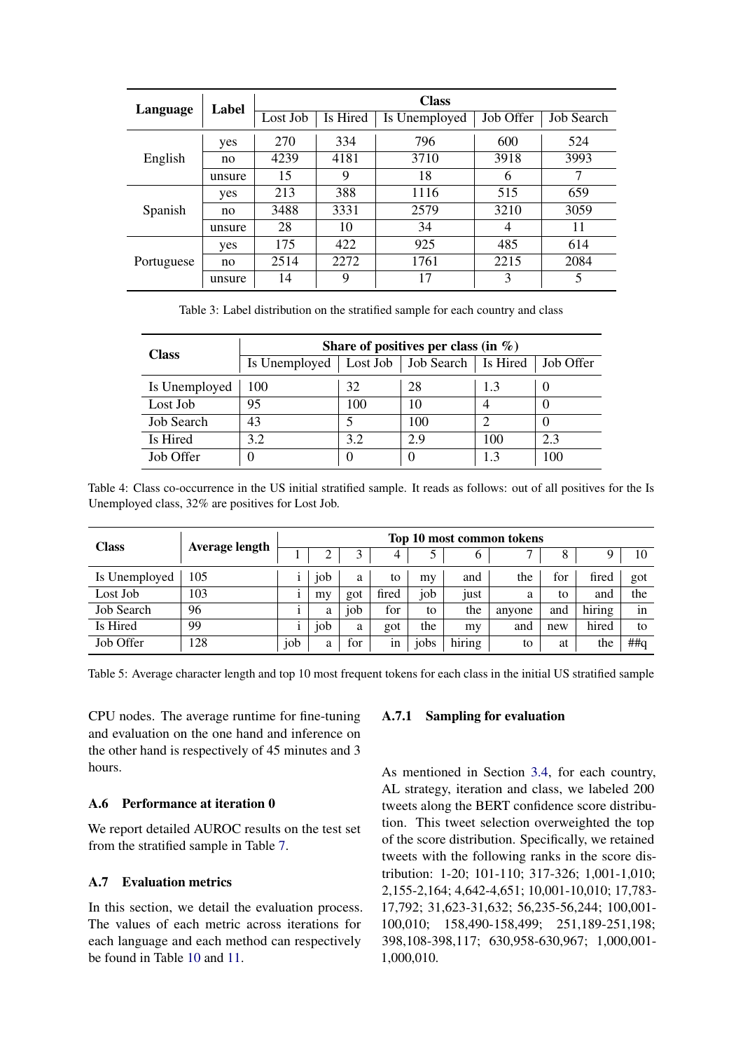| Language | Label | Class | | | | |
|---|---|---|---|---|---|---|
| | | Lost Job | Is Hired | Is Unemployed | Job Offer | Job Search |
| English | yes | 270 | 334 | 796 | 600 | 524 |
| | no | 4239 | 4181 | 3710 | 3918 | 3993 |
| | unsure | 15 | 9 | 18 | 6 | 7 |
| Spanish | yes | 213 | 388 | 1116 | 515 | 659 |
| | no | 3488 | 3331 | 2579 | 3210 | 3059 |
| | unsure | 28 | 10 | 34 | 4 | 11 |
| Portuguese | yes | 175 | 422 | 925 | 485 | 614 |
| | no | 2514 | 2272 | 1761 | 2215 | 2084 |
| | unsure | 14 | 9 | 17 | 3 | 5 |

Table 3: Label distribution on the stratified sample for each country and class

| Class | Share of positives per class (in %) | | | | |
|---|---|---|---|---|---|
| | Is Unemployed | Lost Job | Job Search | Is Hired | Job Offer |
| Is Unemployed | 100 | 32 | 28 | 1.3 | 0 |
| Lost Job | 95 | 100 | 10 | 4 | 0 |
| Job Search | 43 | 5 | 100 | 2 | 0 |
| Is Hired | 3.2 | 3.2 | 2.9 | 100 | 2.3 |
| Job Offer | 0 | 0 | 0 | 1.3 | 100 |

Table 4: Class co-occurrence in the US initial stratified sample. It reads as follows: out of all positives for the Is Unemployed class, 32% are positives for Lost Job.

| Class | Average length | Top 10 most common tokens | | | | | | | | | |
|---|---|---|---|---|---|---|---|---|---|---|---|
| | | 1 | 2 | 3 | 4 | 5 | 6 | 7 | 8 | 9 | 10 |
| Is Unemployed | 105 | i | job | a | to | my | and | the | for | fired | got |
| Lost Job | 103 | i | my | got | fired | job | just | a | to | and | the |
| Job Search | 96 | i | a | job | for | to | the | anyone | and | hiring | in |
| Is Hired | 99 | i | job | a | got | the | my | and | new | hired | to |
| Job Offer | 128 | job | a | for | in | jobs | hiring | to | at | the | ##q |

Table 5: Average character length and top 10 most frequent tokens for each class in the initial US stratified sample

CPU nodes. The average runtime for fine-tuning and evaluation on the one hand and inference on the other hand is respectively of 45 minutes and 3 hours.

### A.6 Performance at iteration 0

We report detailed AUROC results on the test set from the stratified sample in Table 7.

### A.7 Evaluation metrics

In this section, we detail the evaluation process. The values of each metric across iterations for each language and each method can respectively be found in Table 10 and 11.

#### A.7.1 Sampling for evaluation

As mentioned in Section 3.4, for each country, AL strategy, iteration and class, we labeled 200 tweets along the BERT confidence score distribution. This tweet selection overweighted the top of the score distribution. Specifically, we retained tweets with the following ranks in the score distribution: 1-20; 101-110; 317-326; 1,001-1,010; 2,155-2,164; 4,642-4,651; 10,001-10,010; 17,783-17,792; 31,623-31,632; 56,235-56,244; 100,001-100,010; 158,490-158,499; 251,189-251,198; 398,108-398,117; 630,958-630,967; 1,000,001-1,000,010.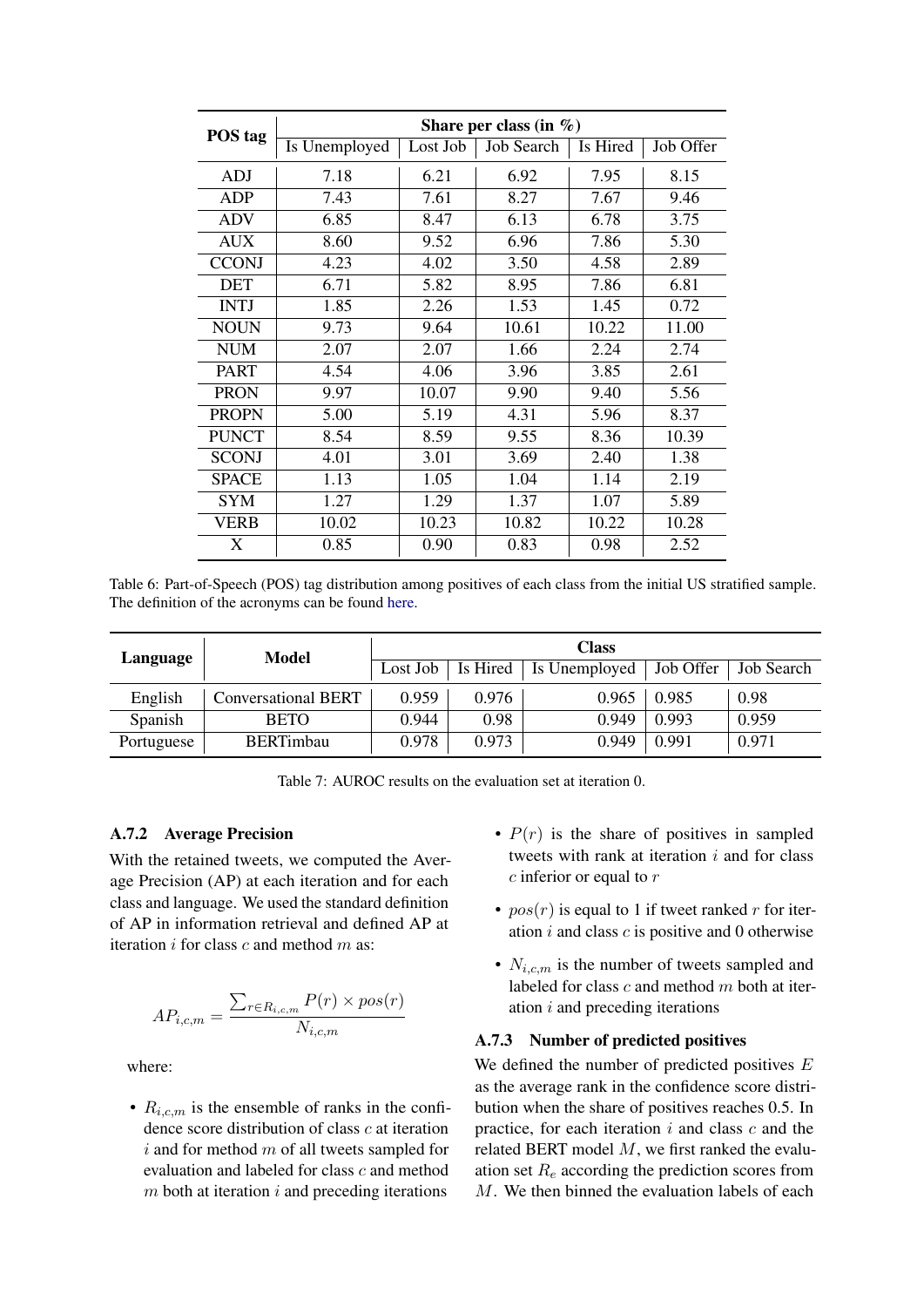| POS tag | Share per class (in %) | | | | |
|---|---|---|---|---|---|
| | Is Unemployed | Lost Job | Job Search | Is Hired | Job Offer |
| ADJ | 7.18 | 6.21 | 6.92 | 7.95 | 8.15 |
| ADP | 7.43 | 7.61 | 8.27 | 7.67 | 9.46 |
| ADV | 6.85 | 8.47 | 6.13 | 6.78 | 3.75 |
| AUX | 8.60 | 9.52 | 6.96 | 7.86 | 5.30 |
| CCONJ | 4.23 | 4.02 | 3.50 | 4.58 | 2.89 |
| DET | 6.71 | 5.82 | 8.95 | 7.86 | 6.81 |
| INTJ | 1.85 | 2.26 | 1.53 | 1.45 | 0.72 |
| NOUN | 9.73 | 9.64 | 10.61 | 10.22 | 11.00 |
| NUM | 2.07 | 2.07 | 1.66 | 2.24 | 2.74 |
| PART | 4.54 | 4.06 | 3.96 | 3.85 | 2.61 |
| PRON | 9.97 | 10.07 | 9.90 | 9.40 | 5.56 |
| PROPN | 5.00 | 5.19 | 4.31 | 5.96 | 8.37 |
| PUNCT | 8.54 | 8.59 | 9.55 | 8.36 | 10.39 |
| SCONJ | 4.01 | 3.01 | 3.69 | 2.40 | 1.38 |
| SPACE | 1.13 | 1.05 | 1.04 | 1.14 | 2.19 |
| SYM | 1.27 | 1.29 | 1.37 | 1.07 | 5.89 |
| VERB | 10.02 | 10.23 | 10.82 | 10.22 | 10.28 |
| X | 0.85 | 0.90 | 0.83 | 0.98 | 2.52 |

Table 6: Part-of-Speech (POS) tag distribution among positives of each class from the initial US stratified sample. The definition of the acronyms can be found here.

| Language | Model | Class | | | | |
|---|---|---|---|---|---|---|
| | | Lost Job | Is Hired | Is Unemployed | Job Offer | Job Search |
| English | Conversational BERT | 0.959 | 0.976 | 0.965 | 0.985 | 0.98 |
| Spanish | BETO | 0.944 | 0.98 | 0.949 | 0.993 | 0.959 |
| Portuguese | BERTimbau | 0.978 | 0.973 | 0.949 | 0.991 | 0.971 |

Table 7: AUROC results on the evaluation set at iteration 0.

### A.7.2 Average Precision

With the retained tweets, we computed the Average Precision (AP) at each iteration and for each class and language. We used the standard definition of AP in information retrieval and defined AP at iteration $i$ for class $c$ and method $m$ as:

$$AP_{i,c,m} = \frac{\sum_{r \in R_{i,c,m}} P(r) \times pos(r)}{N_{i,c,m}}$$

where:

- $R_{i,c,m}$ is the ensemble of ranks in the confidence score distribution of class $c$ at iteration $i$ and for method $m$ of all tweets sampled for evaluation and labeled for class $c$ and method $m$ both at iteration $i$ and preceding iterations
- $P(r)$ is the share of positives in sampled tweets with rank at iteration $i$ and for class $c$ inferior or equal to $r$
- $pos(r)$ is equal to 1 if tweet ranked $r$ for iteration $i$ and class $c$ is positive and 0 otherwise
- $N_{i,c,m}$ is the number of tweets sampled and labeled for class $c$ and method $m$ both at iteration $i$ and preceding iterations

### A.7.3 Number of predicted positives

We defined the number of predicted positives $E$ as the average rank in the confidence score distribution when the share of positives reaches 0.5. In practice, for each iteration $i$ and class $c$ and the related BERT model $M$, we first ranked the evaluation set $R_e$ according the prediction scores from $M$. We then binned the evaluation labels of each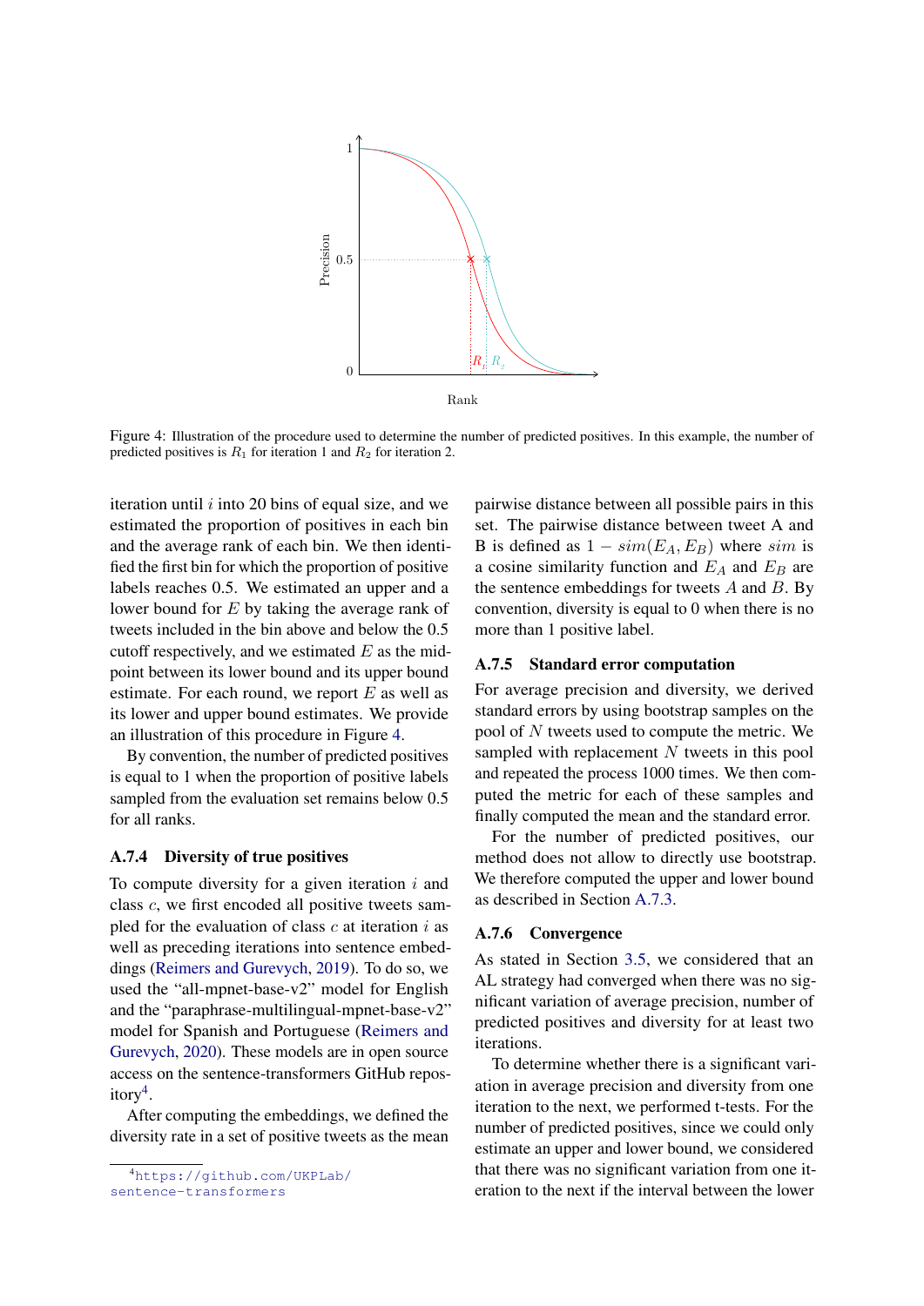Figure 4: Illustration of the procedure used to determine the number of predicted positives. In this example, the number of predicted positives is $R_1$ for iteration 1 and $R_2$ for iteration 2.

iteration until $i$ into 20 bins of equal size, and we estimated the proportion of positives in each bin and the average rank of each bin. We then identified the first bin for which the proportion of positive labels reaches 0.5. We estimated an upper and a lower bound for $E$ by taking the average rank of tweets included in the bin above and below the 0.5 cutoff respectively, and we estimated $E$ as the midpoint between its lower bound and its upper bound estimate. For each round, we report $E$ as well as its lower and upper bound estimates. We provide an illustration of this procedure in Figure 4.

By convention, the number of predicted positives is equal to 1 when the proportion of positive labels sampled from the evaluation set remains below 0.5 for all ranks.

### A.7.4 Diversity of true positives

To compute diversity for a given iteration $i$ and class $c$, we first encoded all positive tweets sampled for the evaluation of class $c$ at iteration $i$ as well as preceding iterations into sentence embeddings (Reimers and Gurevych, 2019). To do so, we used the "all-mpnet-base-v2" model for English and the "paraphrase-multilingual-mpnet-base-v2" model for Spanish and Portuguese (Reimers and Gurevych, 2020). These models are in open source access on the sentence-transformers GitHub repository[4].

After computing the embeddings, we defined the diversity rate in a set of positive tweets as the mean pairwise distance between all possible pairs in this set. The pairwise distance between tweet A and B is defined as $1 - sim(E_A, E_B)$ where $sim$ is a cosine similarity function and $E_A$ and $E_B$ are the sentence embeddings for tweets $A$ and $B$. By convention, diversity is equal to 0 when there is no more than 1 positive label.

### A.7.5 Standard error computation

For average precision and diversity, we derived standard errors by using bootstrap samples on the pool of $N$ tweets used to compute the metric. We sampled with replacement $N$ tweets in this pool and repeated the process 1000 times. We then computed the metric for each of these samples and finally computed the mean and the standard error.

For the number of predicted positives, our method does not allow to directly use bootstrap. We therefore computed the upper and lower bound as described in Section A.7.3.

### A.7.6 Convergence

As stated in Section 3.5, we considered that an AL strategy had converged when there was no significant variation of average precision, number of predicted positives and diversity for at least two iterations.

To determine whether there is a significant variation in average precision and diversity from one iteration to the next, we performed t-tests. For the number of predicted positives, since we could only estimate an upper and lower bound, we considered that there was no significant variation from one iteration to the next if the interval between the lower

[4] https://github.com/UKPLab/sentence-transformers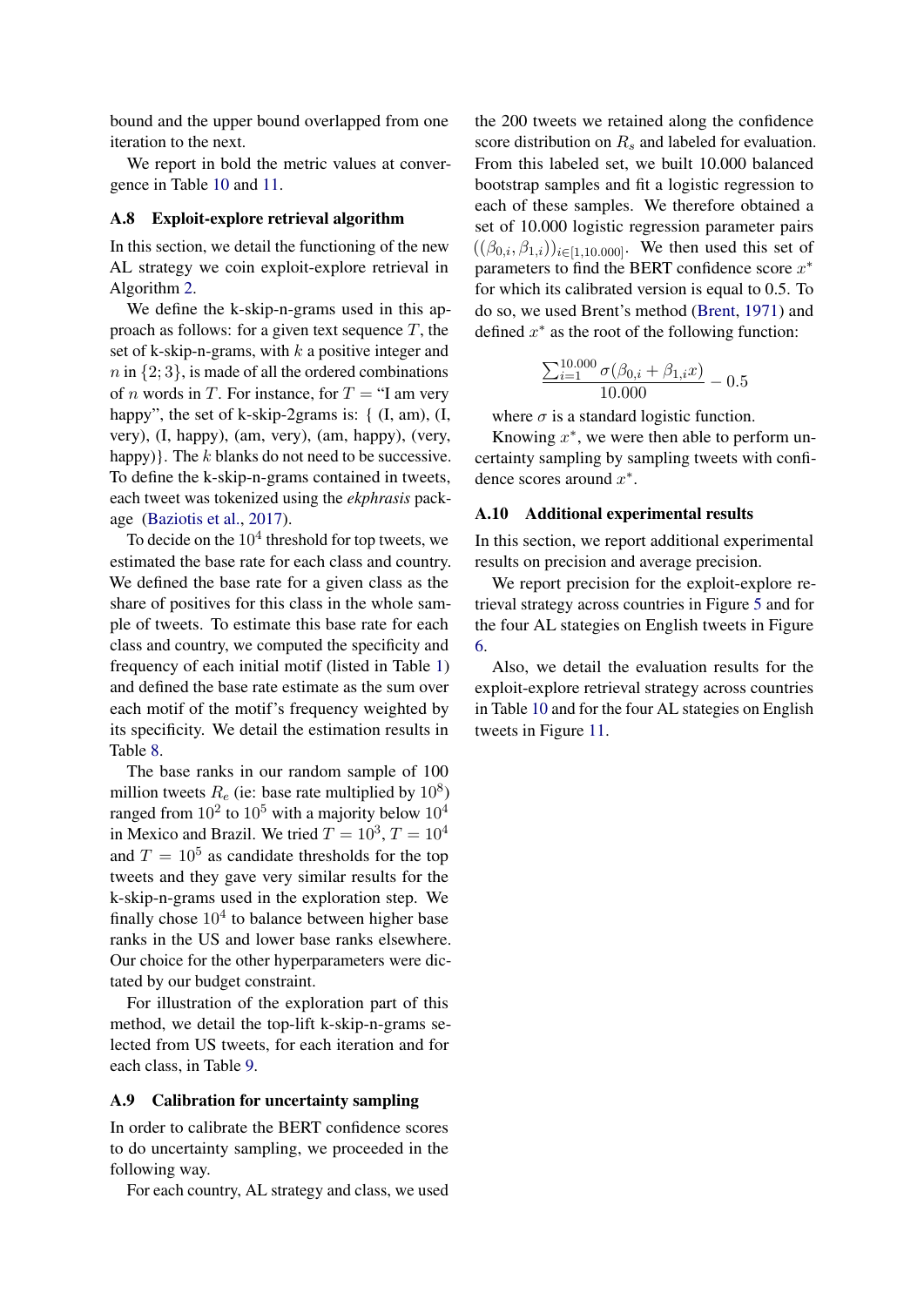bound and the upper bound overlapped from one iteration to the next.

We report in bold the metric values at convergence in Table 10 and 11.

### A.8 Exploit-explore retrieval algorithm

In this section, we detail the functioning of the new AL strategy we coin exploit-explore retrieval in Algorithm 2.

We define the k-skip-n-grams used in this approach as follows: for a given text sequence $T$, the set of k-skip-n-grams, with $k$ a positive integer and $n$ in $\{2; 3\}$, is made of all the ordered combinations of $n$ words in $T$. For instance, for $T$ = "I am very happy", the set of k-skip-2grams is: { (I, am), (I, very), (I, happy), (am, very), (am, happy), (very, happy)}. The $k$ blanks do not need to be successive. To define the k-skip-n-grams contained in tweets, each tweet was tokenized using the *ekphrasis* package (Baziotis et al., 2017).

To decide on the $10^4$ threshold for top tweets, we estimated the base rate for each class and country. We defined the base rate for a given class as the share of positives for this class in the whole sample of tweets. To estimate this base rate for each class and country, we computed the specificity and frequency of each initial motif (listed in Table 1) and defined the base rate estimate as the sum over each motif of the motif's frequency weighted by its specificity. We detail the estimation results in Table 8.

The base ranks in our random sample of 100 million tweets $R_e$ (ie: base rate multiplied by $10^8$) ranged from $10^2$ to $10^5$ with a majority below $10^4$ in Mexico and Brazil. We tried $T = 10^3$, $T = 10^4$ and $T = 10^5$ as candidate thresholds for the top tweets and they gave very similar results for the k-skip-n-grams used in the exploration step. We finally chose $10^4$ to balance between higher base ranks in the US and lower base ranks elsewhere. Our choice for the other hyperparameters were dictated by our budget constraint.

For illustration of the exploration part of this method, we detail the top-lift k-skip-n-grams selected from US tweets, for each iteration and for each class, in Table 9.

### A.9 Calibration for uncertainty sampling

In order to calibrate the BERT confidence scores to do uncertainty sampling, we proceeded in the following way.

For each country, AL strategy and class, we used the 200 tweets we retained along the confidence score distribution on $R_s$ and labeled for evaluation. From this labeled set, we built 10.000 balanced bootstrap samples and fit a logistic regression to each of these samples. We therefore obtained a set of 10.000 logistic regression parameter pairs $((\beta_{0,i}, \beta_{1,i}))_{i \in [1,10.000]}$. We then used this set of parameters to find the BERT confidence score $x^*$ for which its calibrated version is equal to 0.5. To do so, we used Brent's method (Brent, 1971) and defined $x^*$ as the root of the following function:

$$\frac{\sum_{i=1}^{10.000} \sigma(\beta_{0,i} + \beta_{1,i} x)}{10.000} - 0.5$$

where $\sigma$ is a standard logistic function.

Knowing $x^*$, we were then able to perform uncertainty sampling by sampling tweets with confidence scores around $x^*$.

### A.10 Additional experimental results

In this section, we report additional experimental results on precision and average precision.

We report precision for the exploit-explore retrieval strategy across countries in Figure 5 and for the four AL stategies on English tweets in Figure 6.

Also, we detail the evaluation results for the exploit-explore retrieval strategy across countries in Table 10 and for the four AL stategies on English tweets in Figure 11.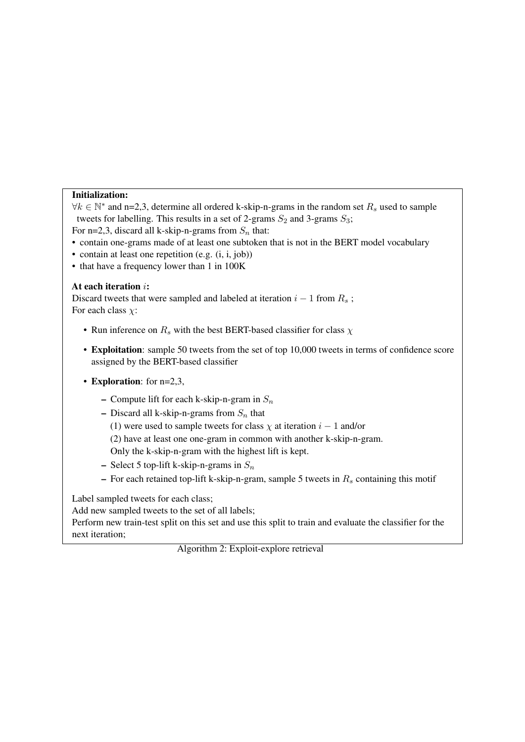**Initialization:**

$\forall k \in \mathbb{N}^*$ and n=2,3, determine all ordered k-skip-n-grams in the random set $R_s$ used to sample tweets for labelling. This results in a set of 2-grams $S_2$ and 3-grams $S_3$;

For n=2,3, discard all k-skip-n-grams from $S_n$ that:

- contain one-grams made of at least one subtoken that is not in the BERT model vocabulary
- contain at least one repetition (e.g. (i, i, job))
- that have a frequency lower than 1 in 100K

**At each iteration $i$:**

Discard tweets that were sampled and labeled at iteration $i-1$ from $R_s$ ;

For each class $\chi$:

- Run inference on $R_s$ with the best BERT-based classifier for class $\chi$
- **Exploitation**: sample 50 tweets from the set of top 10,000 tweets in terms of confidence score assigned by the BERT-based classifier
- **Exploration**: for n=2,3,
  - Compute lift for each k-skip-n-gram in $S_n$
  - Discard all k-skip-n-grams from $S_n$ that
    (1) were used to sample tweets for class $\chi$ at iteration $i-1$ and/or
    (2) have at least one one-gram in common with another k-skip-n-gram.
    Only the k-skip-n-gram with the highest lift is kept.
  - Select 5 top-lift k-skip-n-grams in $S_n$
  - For each retained top-lift k-skip-n-gram, sample 5 tweets in $R_s$ containing this motif

Label sampled tweets for each class;

Add new sampled tweets to the set of all labels;

Perform new train-test split on this set and use this split to train and evaluate the classifier for the next iteration;

Algorithm 2: Exploit-explore retrieval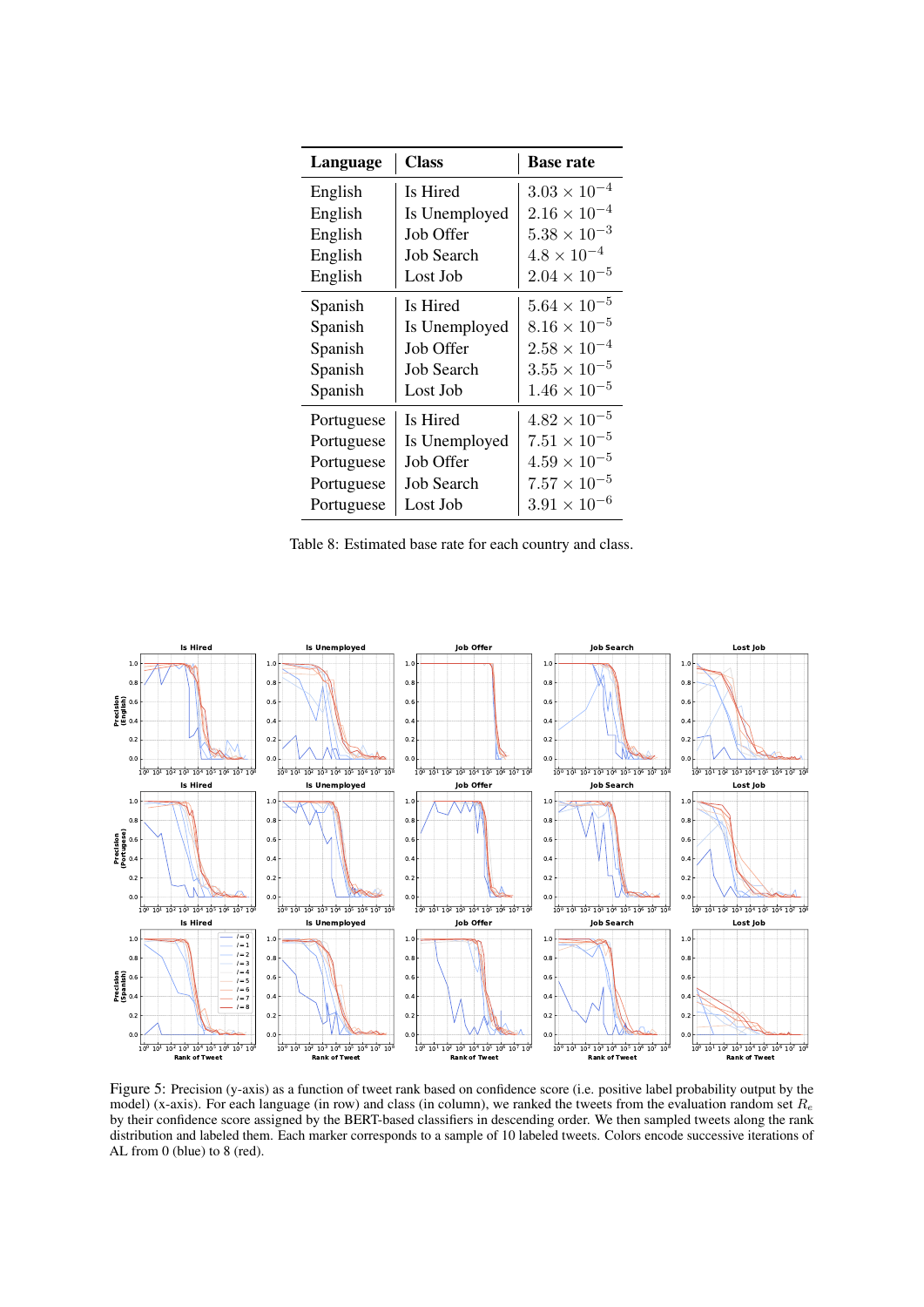| Language | Class | Base rate |
|---|---|---|
| English | Is Hired | $3.03 \times 10^{-4}$ |
| English | Is Unemployed | $2.16 \times 10^{-4}$ |
| English | Job Offer | $5.38 \times 10^{-3}$ |
| English | Job Search | $4.8 \times 10^{-4}$ |
| English | Lost Job | $2.04 \times 10^{-5}$ |
| Spanish | Is Hired | $5.64 \times 10^{-5}$ |
| Spanish | Is Unemployed | $8.16 \times 10^{-5}$ |
| Spanish | Job Offer | $2.58 \times 10^{-4}$ |
| Spanish | Job Search | $3.55 \times 10^{-5}$ |
| Spanish | Lost Job | $1.46 \times 10^{-5}$ |
| Portuguese | Is Hired | $4.82 \times 10^{-5}$ |
| Portuguese | Is Unemployed | $7.51 \times 10^{-5}$ |
| Portuguese | Job Offer | $4.59 \times 10^{-5}$ |
| Portuguese | Job Search | $7.57 \times 10^{-5}$ |
| Portuguese | Lost Job | $3.91 \times 10^{-6}$ |

Table 8: Estimated base rate for each country and class.

Figure 5: Precision (y-axis) as a function of tweet rank based on confidence score (i.e. positive label probability output by the model) (x-axis). For each language (in row) and class (in column), we ranked the tweets from the evaluation random set $R_e$ by their confidence score assigned by the BERT-based classifiers in descending order. We then sampled tweets along the rank distribution and labeled them. Each marker corresponds to a sample of 10 labeled tweets. Colors encode successive iterations of AL from 0 (blue) to 8 (red).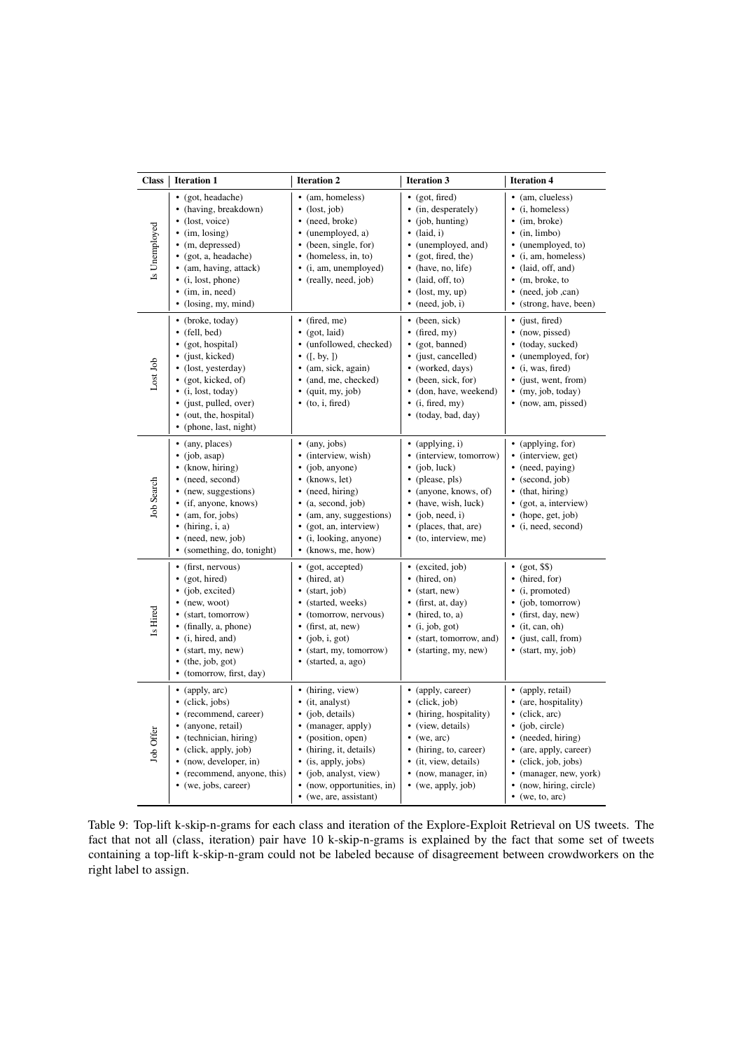| Class | Iteration 1 | Iteration 2 | Iteration 3 | Iteration 4 |
|---|---|---|---|---|
| Is Unemployed | • (got, headache)<br>• (having, breakdown)<br>• (lost, voice)<br>• (im, losing)<br>• (m, depressed)<br>• (got, a, headache)<br>• (am, having, attack)<br>• (i, lost, phone)<br>• (im, in, need)<br>• (losing, my, mind) | • (am, homeless)<br>• (lost, job)<br>• (need, broke)<br>• (unemployed, a)<br>• (been, single, for)<br>• (homeless, in, to)<br>• (i, am, unemployed)<br>• (really, need, job) | • (got, fired)<br>• (in, desperately)<br>• (job, hunting)<br>• (laid, i)<br>• (unemployed, and)<br>• (got, fired, the)<br>• (have, no, life)<br>• (laid, off, to)<br>• (lost, my, up)<br>• (need, job, i) | • (am, clueless)<br>• (i, homeless)<br>• (im, broke)<br>• (in, limbo)<br>• (unemployed, to)<br>• (i, am, homeless)<br>• (laid, off, and)<br>• (m, broke, to<br>• (need, job ,can)<br>• (strong, have, been) |
| Lost Job | • (broke, today)<br>• (fell, bed)<br>• (got, hospital)<br>• (just, kicked)<br>• (lost, yesterday)<br>• (got, kicked, of)<br>• (i, lost, today)<br>• (just, pulled, over)<br>• (out, the, hospital)<br>• (phone, last, night) | • (fired, me)<br>• (got, laid)<br>• (unfollowed, checked)<br>• ([, by, ])<br>• (am, sick, again)<br>• (and, me, checked)<br>• (quit, my, job)<br>• (to, i, fired) | • (been, sick)<br>• (fired, my)<br>• (got, banned)<br>• (just, cancelled)<br>• (worked, days)<br>• (been, sick, for)<br>• (don, have, weekend)<br>• (i, fired, my)<br>• (today, bad, day) | • (just, fired)<br>• (now, pissed)<br>• (today, sucked)<br>• (unemployed, for)<br>• (i, was, fired)<br>• (just, went, from)<br>• (my, job, today)<br>• (now, am, pissed) |
| Job Search | • (any, places)<br>• (job, asap)<br>• (know, hiring)<br>• (need, second)<br>• (new, suggestions)<br>• (if, anyone, knows)<br>• (am, for, jobs)<br>• (hiring, i, a)<br>• (need, new, job)<br>• (something, do, tonight) | • (any, jobs)<br>• (interview, wish)<br>• (job, anyone)<br>• (knows, let)<br>• (need, hiring)<br>• (a, second, job)<br>• (am, any, suggestions)<br>• (got, an, interview)<br>• (i, looking, anyone)<br>• (knows, me, how) | • (applying, i)<br>• (interview, tomorrow)<br>• (job, luck)<br>• (please, pls)<br>• (anyone, knows, of)<br>• (have, wish, luck)<br>• (job, need, i)<br>• (places, that, are)<br>• (to, interview, me) | • (applying, for)<br>• (interview, get)<br>• (need, paying)<br>• (second, job)<br>• (that, hiring)<br>• (got, a, interview)<br>• (hope, get, job)<br>• (i, need, second) |
| Is Hired | • (first, nervous)<br>• (got, hired)<br>• (job, excited)<br>• (new, woot)<br>• (start, tomorrow)<br>• (finally, a, phone)<br>• (i, hired, and)<br>• (start, my, new)<br>• (the, job, got)<br>• (tomorrow, first, day) | • (got, accepted)<br>• (hired, at)<br>• (start, job)<br>• (started, weeks)<br>• (tomorrow, nervous)<br>• (first, at, new)<br>• (job, i, got)<br>• (start, my, tomorrow)<br>• (started, a, ago) | • (excited, job)<br>• (hired, on)<br>• (start, new)<br>• (first, at, day)<br>• (hired, to, a)<br>• (i, job, got)<br>• (start, tomorrow, and)<br>• (starting, my, new) | • (got, $$)<br>• (hired, for)<br>• (i, promoted)<br>• (job, tomorrow)<br>• (first, day, new)<br>• (it, can, oh)<br>• (just, call, from)<br>• (start, my, job) |
| Job Offer | • (apply, arc)<br>• (click, jobs)<br>• (recommend, career)<br>• (anyone, retail)<br>• (technician, hiring)<br>• (click, apply, job)<br>• (now, developer, in)<br>• (recommend, anyone, this)<br>• (we, jobs, career) | • (hiring, view)<br>• (it, analyst)<br>• (job, details)<br>• (manager, apply)<br>• (position, open)<br>• (hiring, it, details)<br>• (is, apply, jobs)<br>• (job, analyst, view)<br>• (now, opportunities, in)<br>• (we, are, assistant) | • (apply, career)<br>• (click, job)<br>• (hiring, hospitality)<br>• (view, details)<br>• (we, arc)<br>• (hiring, to, career)<br>• (it, view, details)<br>• (now, manager, in)<br>• (we, apply, job) | • (apply, retail)<br>• (are, hospitality)<br>• (click, arc)<br>• (job, circle)<br>• (needed, hiring)<br>• (are, apply, career)<br>• (click, job, jobs)<br>• (manager, new, york)<br>• (now, hiring, circle)<br>• (we, to, arc) |

Table 9: Top-lift k-skip-n-grams for each class and iteration of the Explore-Exploit Retrieval on US tweets. The fact that not all (class, iteration) pair have 10 k-skip-n-grams is explained by the fact that some set of tweets containing a top-lift k-skip-n-gram could not be labeled because of disagreement between crowdworkers on the right label to assign.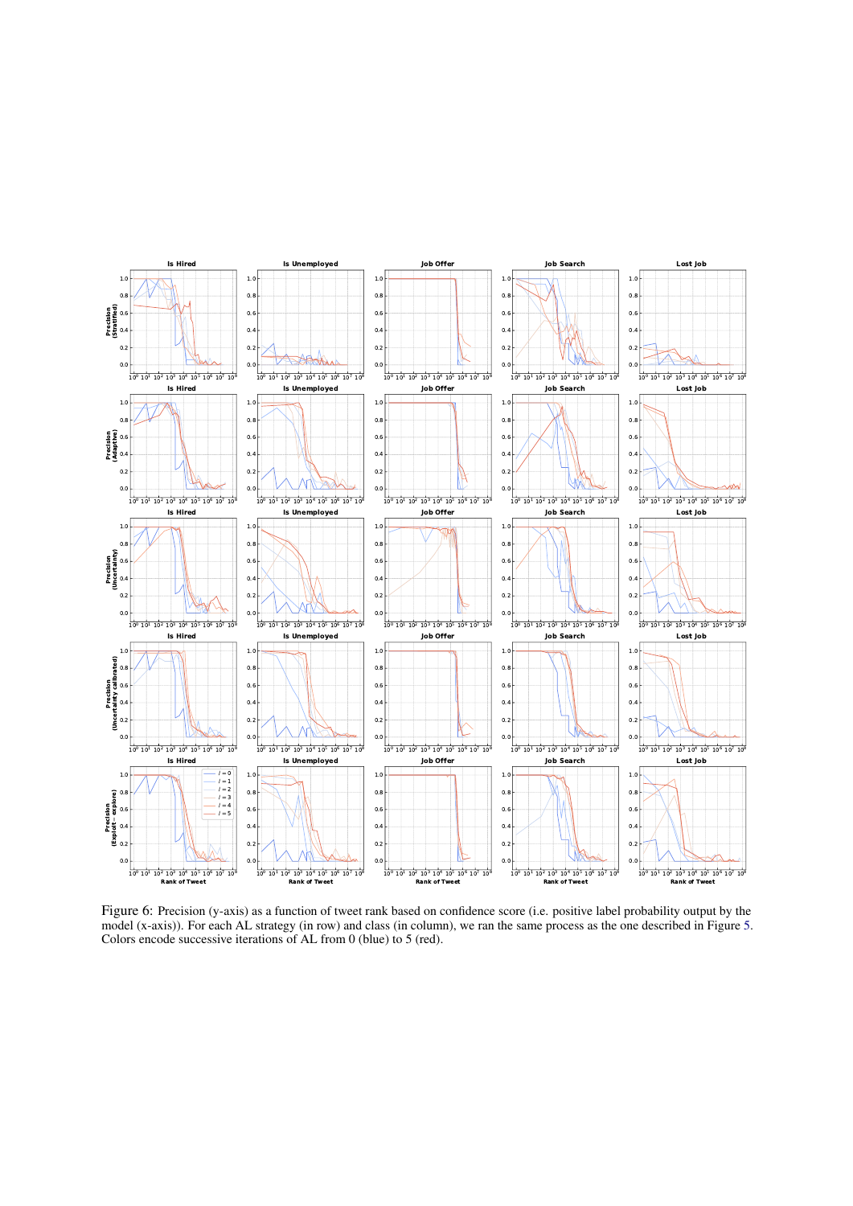Figure 6: Precision (y-axis) as a function of tweet rank based on confidence score (i.e. positive label probability output by the model (x-axis)). For each AL strategy (in row) and class (in column), we ran the same process as the one described in Figure 5. Colors encode successive iterations of AL from 0 (blue) to 5 (red).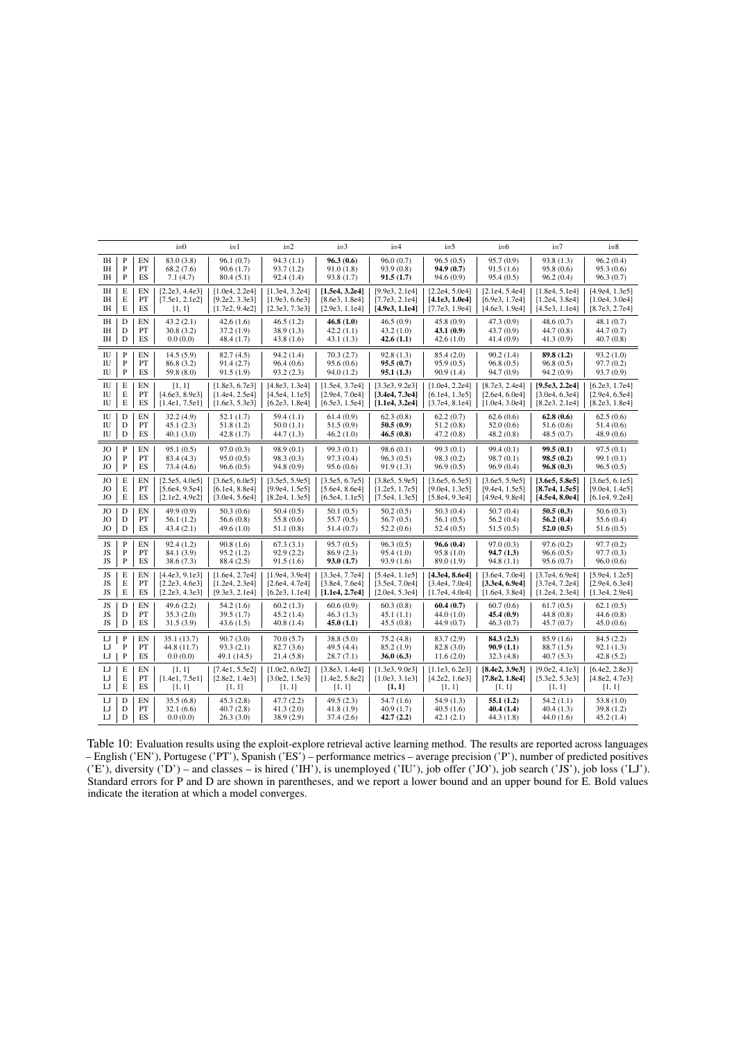| | | | i=0 | i=1 | i=2 | i=3 | i=4 | i=5 | i=6 | i=7 | i=8 |
|---|---|---|---|---|---|---|---|---|---|---|---|
| IH | P | EN | 83.0 (3.8) | 96.1 (0.7) | 94.3 (1.1) | **96.3 (0.6)** | 96.0 (0.7) | 96.5 (0.5) | 95.7 (0.9) | 93.8 (1.3) | 96.2 (0.4) |
| IH | P | PT | 68.2 (7.6) | 90.6 (1.7) | 93.7 (1.2) | 91.0 (1.8) | 93.9 (0.8) | **94.9 (0.7)** | 91.5 (1.6) | 95.8 (0.6) | 95.3 (0.6) |
| IH | P | ES | 7.1 (4.7) | 80.4 (5.1) | 92.4 (1.4) | 93.8 (1.7) | **91.5 (1.7)** | 94.6 (0.9) | 95.4 (0.5) | 96.2 (0.4) | 96.3 (0.7) |
| IH | E | EN | [2.2e3, 4.4e3] | [1.0e4, 2.2e4] | [1.3e4, 3.2e4] | **[1.5e4, 3.2e4]** | [9.9e3, 2.1e4] | [2.2e4, 5.0e4] | [2.1e4, 5.4e4] | [1.8e4, 5.1e4] | [4.9e4, 1.3e5] |
| IH | E | PT | [7.5e1, 2.1e2] | [9.2e2, 3.3e3] | [1.9e3, 6.6e3] | [8.6e3, 1.8e4] | [7.7e3, 2.1e4] | **[4.1e3, 1.0e4]** | [6.9e3, 1.7e4] | [1.2e4, 3.8e4] | [1.0e4, 3.0e4] |
| IH | E | ES | [1, 1] | [1.7e2, 9.4e2] | [2.3e3, 7.3e3] | [2.9e3, 1.1e4] | **[4.9e3, 1.1e4]** | [7.7e3, 1.9e4] | [4.6e3, 1.9e4] | [4.5e3, 1.1e4] | [8.7e3, 2.7e4] |
| IH | D | EN | 43.2 (2.1) | 42.6 (1.6) | 46.5 (1.2) | **46.8 (1.0)** | 46.5 (0.9) | 45.8 (0.9) | 47.3 (0.9) | 48.6 (0.7) | 48.1 (0.7) |
| IH | D | PT | 30.8 (3.2) | 37.2 (1.9) | 38.9 (1.3) | 42.2 (1.1) | 43.2 (1.0) | **43.1 (0.9)** | 43.7 (0.9) | 44.7 (0.8) | 44.7 (0.7) |
| IH | D | ES | 0.0 (0.0) | 48.4 (1.7) | 43.8 (1.6) | 43.1 (1.3) | **42.6 (1.1)** | 42.6 (1.0) | 41.4 (0.9) | 41.3 (0.9) | 40.7 (0.8) |
| IU | P | EN | 14.5 (5.9) | 82.7 (4.5) | 94.2 (1.4) | 70.3 (2.7) | 92.8 (1.3) | 85.4 (2.0) | 90.2 (1.4) | **89.8 (1.2)** | 93.2 (1.0) |
| IU | P | PT | 86.8 (3.2) | 91.4 (2.7) | 96.4 (0.6) | 95.6 (0.6) | **95.5 (0.7)** | 95.9 (0.5) | 96.8 (0.5) | 96.8 (0.5) | 97.7 (0.2) |
| IU | P | ES | 59.8 (8.0) | 91.5 (1.9) | 93.2 (2.3) | 94.0 (1.2) | **95.1 (1.3)** | 90.9 (1.4) | 94.7 (0.9) | 94.2 (0.9) | 93.7 (0.9) |
| IU | E | EN | [1, 1] | [1.8e3, 6.7e3] | [4.8e3, 1.3e4] | [1.5e4, 3.7e4] | [3.3e3, 9.2e3] | [1.0e4, 2.2e4] | [8.7e3, 2.4e4] | **[9.5e3, 2.2e4]** | [6.2e3, 1.7e4] |
| IU | E | PT | [4.6e3, 8.9e3] | [1.4e4, 2.5e4] | [4.5e4, 1.1e5] | [2.9e4, 7.0e4] | **[3.4e4, 7.3e4]** | [6.1e4, 1.3e5] | [2.6e4, 6.0e4] | [3.0e4, 6.3e4] | [2.9e4, 6.5e4] |
| IU | E | ES | [1.4e1, 7.5e1] | [1.6e3, 5.3e3] | [6.2e3, 1.8e4] | [6.5e3, 1.5e4] | **[1.1e4, 3.2e4]** | [3.7e4, 8.1e4] | [1.0e4, 3.0e4] | [8.2e3, 2.1e4] | [8.2e3, 1.8e4] |
| IU | D | EN | 32.2 (4.9) | 52.1 (1.7) | 59.4 (1.1) | 61.4 (0.9) | 62.3 (0.8) | 62.2 (0.7) | 62.6 (0.6) | **62.8 (0.6)** | 62.5 (0.6) |
| IU | D | PT | 45.1 (2.3) | 51.8 (1.2) | 50.0 (1.1) | 51.5 (0.9) | **50.5 (0.9)** | 51.2 (0.8) | 52.0 (0.6) | 51.6 (0.6) | 51.4 (0.6) |
| IU | D | ES | 40.1 (3.0) | 42.8 (1.7) | 44.7 (1.3) | 46.2 (1.0) | **46.5 (0.8)** | 47.2 (0.8) | 48.2 (0.8) | 48.5 (0.7) | 48.9 (0.6) |
| JO | P | EN | 95.1 (0.5) | 97.0 (0.3) | 98.9 (0.1) | 99.3 (0.1) | 98.6 (0.1) | 99.3 (0.1) | 99.4 (0.1) | **99.5 (0.1)** | 97.5 (0.1) |
| JO | P | PT | 83.4 (4.3) | 95.0 (0.5) | 98.3 (0.3) | 97.3 (0.4) | 96.3 (0.5) | 98.3 (0.2) | 98.7 (0.1) | **98.5 (0.2)** | 99.1 (0.1) |
| JO | P | ES | 73.4 (4.6) | 96.6 (0.5) | 94.8 (0.9) | 95.6 (0.6) | 91.9 (1.3) | 96.9 (0.5) | 96.9 (0.4) | **96.8 (0.3)** | 96.5 (0.5) |
| JO | E | EN | [2.5e5, 4.0e5] | [3.6e5, 6.0e5] | [3.5e5, 5.9e5] | [3.5e5, 6.7e5] | [3.8e5, 5.9e5] | [3.6e5, 6.5e5] | [3.6e5, 5.9e5] | **[3.6e5, 5.8e5]** | [3.6e5, 6.1e5] |
| JO | E | PT | [5.6e4, 9.5e4] | [6.1e4, 8.8e4] | [9.9e4, 1.5e5] | [5.6e4, 8.6e4] | [1.2e5, 1.7e5] | [9.0e4, 1.3e5] | [9.4e4, 1.5e5] | **[8.7e4, 1.5e5]** | [9.0e4, 1.4e5] |
| JO | E | ES | [2.1e2, 4.9e2] | [3.0e4, 5.6e4] | [8.2e4, 1.3e5] | [6.5e4, 1.1e5] | [7.5e4, 1.3e5] | [5.8e4, 9.3e4] | [4.9e4, 9.8e4] | **[4.5e4, 8.0e4]** | [6.1e4, 9.2e4] |
| JO | D | EN | 49.9 (0.9) | 50.3 (0.6) | 50.4 (0.5) | 50.1 (0.5) | 50.2 (0.5) | 50.3 (0.4) | 50.7 (0.4) | **50.5 (0.3)** | 50.6 (0.3) |
| JO | D | PT | 56.1 (1.2) | 56.6 (0.8) | 55.8 (0.6) | 55.7 (0.5) | 56.7 (0.5) | 56.1 (0.5) | 56.2 (0.4) | **56.2 (0.4)** | 55.6 (0.4) |
| JO | D | ES | 43.4 (2.1) | 49.6 (1.0) | 51.1 (0.8) | 51.4 (0.7) | 52.2 (0.6) | 52.4 (0.5) | 51.5 (0.5) | **52.0 (0.5)** | 51.6 (0.5) |
| JS | P | EN | 92.4 (1.2) | 90.8 (1.6) | 67.3 (3.1) | 95.7 (0.5) | 96.3 (0.5) | **96.6 (0.4)** | 97.0 (0.3) | 97.6 (0.2) | 97.7 (0.2) |
| JS | P | PT | 84.1 (3.9) | 95.2 (1.2) | 92.9 (2.2) | 86.9 (2.3) | 95.4 (1.0) | 95.8 (1.0) | **94.7 (1.3)** | 96.6 (0.5) | 97.7 (0.3) |
| JS | P | ES | 38.6 (7.3) | 88.4 (2.5) | 91.5 (1.6) | **93.0 (1.7)** | 93.9 (1.6) | 89.0 (1.9) | 94.8 (1.1) | 95.6 (0.7) | 96.0 (0.6) |
| JS | E | EN | [4.4e3, 9.1e3] | [1.6e4, 2.7e4] | [1.9e4, 3.9e4] | [3.3e4, 7.7e4] | [5.4e4, 1.1e5] | **[4.3e4, 8.6e4]** | [3.6e4, 7.0e4] | [3.7e4, 6.9e4] | [5.9e4, 1.2e5] |
| JS | E | PT | [2.2e3, 4.6e3] | [1.2e4, 2.3e4] | [2.6e4, 4.7e4] | [3.8e4, 7.6e4] | [3.5e4, 7.0e4] | [3.4e4, 7.0e4] | **[3.3e4, 6.9e4]** | [3.7e4, 7.2e4] | [2.9e4, 6.3e4] |
| JS | E | ES | [2.2e3, 4.3e3] | [9.3e3, 2.1e4] | [6.2e3, 1.1e4] | **[1.1e4, 2.7e4]** | [2.0e4, 5.3e4] | [1.7e4, 4.0e4] | [1.6e4, 3.8e4] | [1.2e4, 2.3e4] | [1.3e4, 2.9e4] |
| JS | D | EN | 49.6 (2.2) | 54.2 (1.6) | 60.2 (1.3) | 60.6 (0.9) | 60.3 (0.8) | **60.4 (0.7)** | 60.7 (0.6) | 61.7 (0.5) | 62.1 (0.5) |
| JS | D | PT | 35.3 (2.0) | 39.5 (1.7) | 45.2 (1.4) | 46.3 (1.3) | 45.1 (1.1) | 44.0 (1.0) | **45.4 (0.9)** | 44.8 (0.8) | 44.6 (0.8) |
| JS | D | ES | 31.5 (3.9) | 43.6 (1.5) | 40.8 (1.4) | **45.0 (1.1)** | 45.5 (0.8) | 44.9 (0.7) | 46.3 (0.7) | 45.7 (0.7) | 45.0 (0.6) |
| LJ | P | EN | 35.1 (13.7) | 90.7 (3.0) | 70.0 (5.7) | 38.8 (5.0) | 75.2 (4.8) | 83.7 (2.9) | **84.3 (2.3)** | 85.9 (1.6) | 84.5 (2.2) |
| LJ | P | PT | 44.8 (11.7) | 93.3 (2.1) | 82.7 (3.6) | 49.5 (4.4) | 85.2 (1.9) | 82.8 (3.0) | **90.9 (1.1)** | 88.7 (1.5) | 92.1 (1.3) |
| LJ | P | ES | 0.0 (0.0) | 49.1 (14.5) | 21.4 (5.8) | 28.7 (7.1) | **36.0 (6.3)** | 11.6 (2.0) | 32.3 (4.8) | 40.7 (5.3) | 42.8 (5.2) |
| LJ | E | EN | [1, 1] | [7.4e1, 5.5e2] | [1.0e2, 6.0e2] | [3.8e3, 1.4e4] | [1.3e3, 9.0e3] | [1.1e3, 6.2e3] | **[8.4e2, 3.9e3]** | [9.0e2, 4.1e3] | [6.4e2, 2.8e3] |
| LJ | E | PT | [1.4e1, 7.5e1] | [2.8e2, 1.4e3] | [3.0e2, 1.5e3] | [1.4e2, 5.8e2] | [1.0e3, 3.1e3] | [4.2e2, 1.6e3] | **[7.8e2, 1.8e4]** | [5.3e2, 5.3e3] | [4.8e2, 4.7e3] |
| LJ | E | ES | [1, 1] | [1, 1] | [1, 1] | [1, 1] | **[1, 1]** | [1, 1] | [1, 1] | [1, 1] | [1, 1] |
| LJ | D | EN | 35.5 (6.8) | 45.3 (2.8) | 47.7 (2.2) | 49.5 (2.3) | 54.7 (1.6) | 54.9 (1.3) | **55.1 (1.2)** | 54.2 (1.1) | 53.8 (1.0) |
| LJ | D | PT | 32.1 (6.6) | 40.7 (2.8) | 41.3 (2.0) | 41.8 (1.9) | 40.9 (1.7) | 40.5 (1.6) | **40.4 (1.4)** | 40.4 (1.3) | 39.8 (1.2) |
| LJ | D | ES | 0.0 (0.0) | 26.3 (3.0) | 38.9 (2.9) | 37.4 (2.6) | **42.7 (2.2)** | 42.1 (2.1) | 44.3 (1.8) | 44.0 (1.6) | 45.2 (1.4) |

Table 10: Evaluation results using the exploit-explore retrieval active learning method. The results are reported across languages – English ('EN'), Portugese ('PT'), Spanish ('ES') – performance metrics – average precision ('P'), number of predicted positives ('E'), diversity ('D') – and classes – is hired ('IH'), is unemployed ('IU'), job offer ('JO'), job search ('JS'), job loss ('LJ'). Standard errors for P and D are shown in parentheses, and we report a lower bound and an upper bound for E. Bold values indicate the iteration at which a model converges.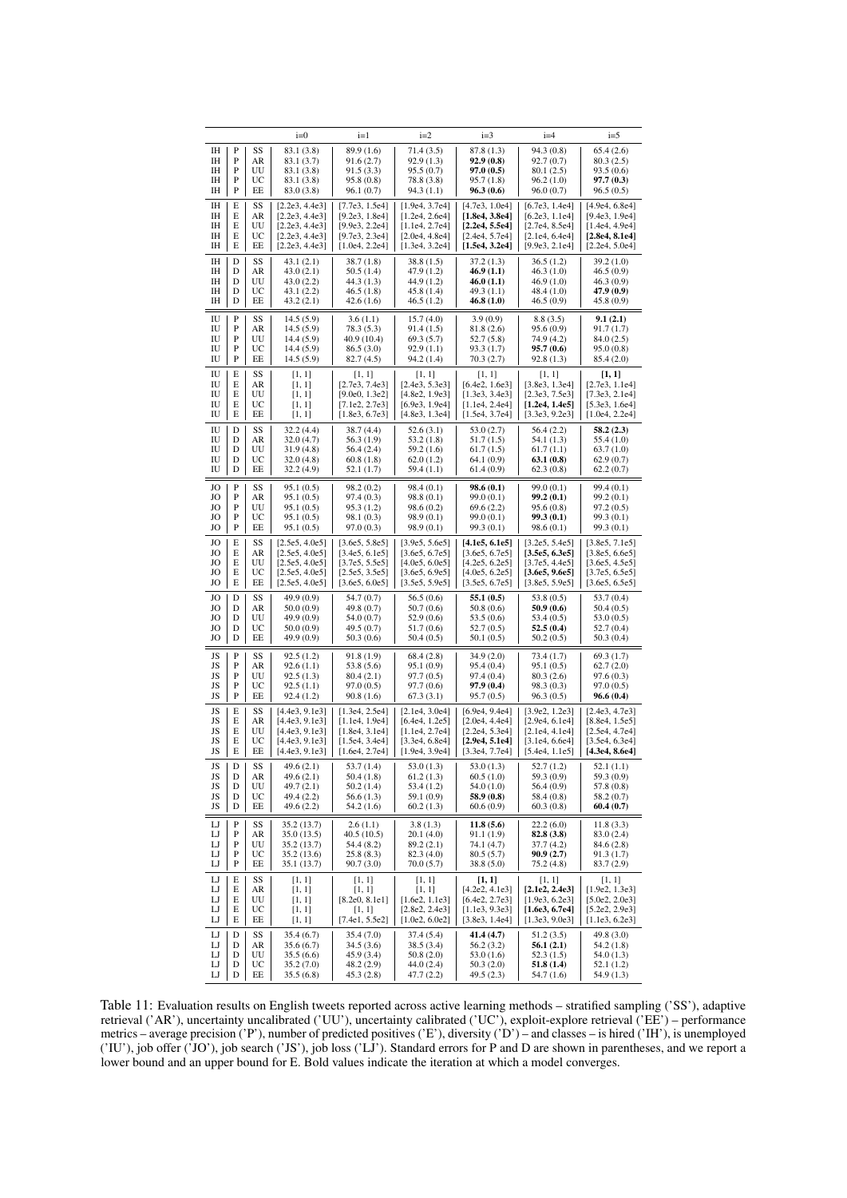| | | | i=0 | i=1 | i=2 | i=3 | i=4 | i=5 |
|---|---|---|---|---|---|---|---|---|
| IH | P | SS | 83.1 (3.8) | 89.9 (1.6) | 71.4 (3.5) | 87.8 (1.3) | 94.3 (0.8) | 65.4 (2.6) |
| IH | P | AR | 83.1 (3.7) | 91.6 (2.7) | 92.9 (1.3) | **92.9 (0.8)** | 92.7 (0.7) | 80.3 (2.5) |
| IH | P | UU | 83.1 (3.8) | 91.5 (3.3) | 95.5 (0.7) | **97.0 (0.5)** | 80.1 (2.5) | 93.5 (0.6) |
| IH | P | UC | 83.1 (3.8) | 95.8 (0.8) | 78.8 (3.8) | 95.7 (1.8) | 96.2 (1.0) | **97.7 (0.3)** |
| IH | P | EE | 83.0 (3.8) | 96.1 (0.7) | 94.3 (1.1) | **96.3 (0.6)** | 96.0 (0.7) | 96.5 (0.5) |
| IH | E | SS | [2.2e3, 4.4e3] | [7.7e3, 1.5e4] | [1.9e4, 3.7e4] | [4.7e3, 1.0e4] | [6.7e3, 1.4e4] | [4.9e4, 6.8e4] |
| IH | E | AR | [2.2e3, 4.4e3] | [9.2e3, 1.8e4] | [1.2e4, 2.6e4] | **[1.8e4, 3.8e4]** | [6.2e3, 1.1e4] | [9.4e3, 1.9e4] |
| IH | E | UU | [2.2e3, 4.4e3] | [9.9e3, 2.2e4] | [1.1e4, 2.7e4] | **[2.2e4, 5.5e4]** | [2.7e4, 8.5e4] | [1.4e4, 4.9e4] |
| IH | E | UC | [2.2e3, 4.4e3] | [9.7e3, 2.3e4] | [2.0e4, 4.8e4] | [2.4e4, 5.7e4] | [2.1e4, 6.4e4] | **[2.8e4, 8.1e4]** |
| IH | E | EE | [2.2e3, 4.4e3] | [1.0e4, 2.2e4] | [1.3e4, 3.2e4] | **[1.5e4, 3.2e4]** | [9.9e3, 2.1e4] | [2.2e4, 5.0e4] |
| IH | D | SS | 43.1 (2.1) | 38.7 (1.8) | 38.8 (1.5) | 37.2 (1.3) | 36.5 (1.2) | 39.2 (1.0) |
| IH | D | AR | 43.0 (2.1) | 50.5 (1.4) | 47.9 (1.2) | **46.9 (1.1)** | 46.3 (1.0) | 46.5 (0.9) |
| IH | D | UU | 43.0 (2.2) | 44.3 (1.3) | 44.9 (1.2) | **46.0 (1.1)** | 46.9 (1.0) | 46.3 (0.9) |
| IH | D | UC | 43.1 (2.2) | 46.5 (1.8) | 45.8 (1.4) | 49.3 (1.1) | 48.4 (1.0) | **47.9 (0.9)** |
| IH | D | EE | 43.2 (2.1) | 42.6 (1.6) | 46.5 (1.2) | **46.8 (1.0)** | 46.5 (0.9) | 45.8 (0.9) |
| IU | P | SS | 14.5 (5.9) | 3.6 (1.1) | 15.7 (4.0) | 3.9 (0.9) | 8.8 (3.5) | **9.1 (2.1)** |
| IU | P | AR | 14.5 (5.9) | 78.3 (5.3) | 91.4 (1.5) | 81.8 (2.6) | 95.6 (0.9) | 91.7 (1.7) |
| IU | P | UU | 14.4 (5.9) | 40.9 (10.4) | 69.3 (5.7) | 52.7 (5.8) | 74.9 (4.2) | 84.0 (2.5) |
| IU | P | UC | 14.4 (5.9) | 86.5 (3.0) | 92.9 (1.1) | 93.3 (1.7) | **95.7 (0.6)** | 95.0 (0.8) |
| IU | P | EE | 14.5 (5.9) | 82.7 (4.5) | 94.2 (1.4) | 70.3 (2.7) | 92.8 (1.3) | 85.4 (2.0) |
| IU | E | SS | [1, 1] | [1, 1] | [1, 1] | [1, 1] | [1, 1] | **[1, 1]** |
| IU | E | AR | [1, 1] | [2.7e3, 7.4e3] | [2.4e3, 5.3e3] | [6.4e2, 1.6e3] | [3.8e3, 1.3e4] | [2.7e3, 1.1e4] |
| IU | E | UU | [1, 1] | [9.0e0, 1.3e2] | [4.8e2, 1.9e3] | [1.3e3, 3.4e3] | [2.3e3, 7.5e3] | [7.3e3, 2.1e4] |
| IU | E | UC | [1, 1] | [7.1e2, 2.7e3] | [6.9e3, 1.9e4] | [1.1e4, 2.4e4] | **[1.2e4, 1.4e5]** | [5.3e3, 1.6e4] |
| IU | E | EE | [1, 1] | [1.8e3, 6.7e3] | [4.8e3, 1.3e4] | [1.5e4, 3.7e4] | [3.3e3, 9.2e3] | [1.0e4, 2.2e4] |
| IU | D | SS | 32.2 (4.4) | 38.7 (4.4) | 52.6 (3.1) | 53.0 (2.7) | 56.4 (2.2) | **58.2 (2.3)** |
| IU | D | AR | 32.0 (4.7) | 56.3 (1.9) | 53.2 (1.8) | 51.7 (1.5) | 54.1 (1.3) | 55.4 (1.0) |
| IU | D | UU | 31.9 (4.8) | 56.4 (2.4) | 59.2 (1.6) | 61.7 (1.5) | 61.7 (1.1) | 63.7 (1.0) |
| IU | D | UC | 32.0 (4.8) | 60.8 (1.8) | 62.0 (1.2) | 64.1 (0.9) | **63.1 (0.8)** | 62.9 (0.7) |
| IU | D | EE | 32.2 (4.9) | 52.1 (1.7) | 59.4 (1.1) | 61.4 (0.9) | 62.3 (0.8) | 62.2 (0.7) |
| JO | P | SS | 95.1 (0.5) | 98.2 (0.2) | 98.4 (0.1) | **98.6 (0.1)** | 99.0 (0.1) | 99.4 (0.1) |
| JO | P | AR | 95.1 (0.5) | 97.4 (0.3) | 98.8 (0.1) | 99.0 (0.1) | **99.2 (0.1)** | 99.2 (0.1) |
| JO | P | UU | 95.1 (0.5) | 95.3 (1.2) | 98.6 (0.2) | 69.6 (2.2) | 95.6 (0.8) | 97.2 (0.5) |
| JO | P | UC | 95.1 (0.5) | 98.1 (0.3) | 98.9 (0.1) | 99.0 (0.1) | **99.3 (0.1)** | 99.3 (0.1) |
| JO | P | EE | 95.1 (0.5) | 97.0 (0.3) | 98.9 (0.1) | 99.3 (0.1) | 98.6 (0.1) | 99.3 (0.1) |
| JO | E | SS | [2.5e5, 4.0e5] | [3.6e5, 5.8e5] | [3.9e5, 5.6e5] | **[4.1e5, 6.1e5]** | [3.2e5, 5.4e5] | [3.8e5, 7.1e5] |
| JO | E | AR | [2.5e5, 4.0e5] | [3.4e5, 6.1e5] | [3.6e5, 6.7e5] | [3.6e5, 6.7e5] | **[3.5e5, 6.3e5]** | [3.8e5, 6.6e5] |
| JO | E | UU | [2.5e5, 4.0e5] | [3.7e5, 5.5e5] | [4.0e5, 6.0e5] | [4.2e5, 6.2e5] | [3.7e5, 4.4e5] | [3.6e5, 4.5e5] |
| JO | E | UC | [2.5e5, 4.0e5] | [2.5e5, 3.5e5] | [3.6e5, 6.9e5] | [4.0e5, 6.2e5] | **[3.6e5, 9.6e5]** | [3.7e5, 6.5e5] |
| JO | E | EE | [2.5e5, 4.0e5] | [3.6e5, 6.0e5] | [3.5e5, 5.9e5] | [3.5e5, 6.7e5] | [3.8e5, 5.9e5] | [3.6e5, 6.5e5] |
| JO | D | SS | 49.9 (0.9) | 54.7 (0.7) | 56.5 (0.6) | **55.1 (0.5)** | 53.8 (0.5) | 53.7 (0.4) |
| JO | D | AR | 50.0 (0.9) | 49.8 (0.7) | 50.7 (0.6) | 50.8 (0.6) | **50.9 (0.6)** | 50.4 (0.5) |
| JO | D | UU | 49.9 (0.9) | 54.0 (0.7) | 52.9 (0.6) | 53.5 (0.6) | 53.4 (0.5) | 53.0 (0.5) |
| JO | D | UC | 50.0 (0.9) | 49.5 (0.7) | 51.7 (0.6) | 52.7 (0.5) | **52.5 (0.4)** | 52.7 (0.4) |
| JO | D | EE | 49.9 (0.9) | 50.3 (0.6) | 50.4 (0.5) | 50.1 (0.5) | 50.2 (0.5) | 50.3 (0.4) |
| JS | P | SS | 92.5 (1.2) | 91.8 (1.9) | 68.4 (2.8) | 34.9 (2.0) | 73.4 (1.7) | 69.3 (1.7) |
| JS | P | AR | 92.6 (1.1) | 53.8 (5.6) | 95.1 (0.9) | 95.4 (0.4) | 95.1 (0.5) | 62.7 (2.0) |
| JS | P | UU | 92.5 (1.3) | 80.4 (2.1) | 97.7 (0.5) | 97.4 (0.4) | 80.3 (2.6) | 97.6 (0.3) |
| JS | P | UC | 92.5 (1.1) | 97.0 (0.5) | 97.7 (0.6) | **97.9 (0.4)** | 98.3 (0.3) | 97.0 (0.5) |
| JS | P | EE | 92.4 (1.2) | 90.8 (1.6) | 67.3 (3.1) | 95.7 (0.5) | 96.3 (0.5) | **96.6 (0.4)** |
| JS | E | SS | [4.4e3, 9.1e3] | [1.3e4, 2.5e4] | [2.1e4, 3.0e4] | [6.9e4, 9.4e4] | [3.9e2, 1.2e3] | [2.4e3, 4.7e3] |
| JS | E | AR | [4.4e3, 9.1e3] | [1.1e4, 1.9e4] | [6.4e4, 1.2e5] | [2.0e4, 4.4e4] | [2.9e4, 6.1e4] | [8.8e4, 1.5e5] |
| JS | E | UU | [4.4e3, 9.1e3] | [1.8e4, 3.1e4] | [1.1e4, 2.7e4] | [2.2e4, 5.3e4] | [2.1e4, 4.1e4] | [2.5e4, 4.7e4] |
| JS | E | UC | [4.4e3, 9.1e3] | [1.5e4, 3.4e4] | [3.3e4, 6.8e4] | **[2.9e4, 5.1e4]** | [3.1e4, 6.6e4] | [3.5e4, 6.3e4] |
| JS | E | EE | [4.4e3, 9.1e3] | [1.6e4, 2.7e4] | [1.9e4, 3.9e4] | [3.3e4, 7.7e4] | [5.4e4, 1.1e5] | **[4.3e4, 8.6e4]** |
| JS | D | SS | 49.6 (2.1) | 53.7 (1.4) | 53.0 (1.3) | 53.0 (1.3) | 52.7 (1.2) | 52.1 (1.1) |
| JS | D | AR | 49.6 (2.1) | 50.4 (1.8) | 61.2 (1.3) | 60.5 (1.0) | 59.3 (0.9) | 59.3 (0.9) |
| JS | D | UU | 49.7 (2.1) | 50.2 (1.4) | 53.4 (1.2) | 54.0 (1.0) | 56.4 (0.9) | 57.8 (0.8) |
| JS | D | UC | 49.4 (2.2) | 56.6 (1.3) | 59.1 (0.9) | **58.9 (0.8)** | 58.4 (0.8) | 58.2 (0.7) |
| JS | D | EE | 49.6 (2.2) | 54.2 (1.6) | 60.2 (1.1) | 60.6 (0.9) | 60.3 (0.8) | **60.4 (0.7)** |
| LJ | P | SS | 35.2 (13.7) | 2.6 (1.1) | 3.8 (1.3) | **11.8 (5.6)** | 22.2 (6.0) | 11.8 (3.3) |
| LJ | P | AR | 35.0 (13.5) | 40.5 (10.5) | 20.1 (4.0) | 91.1 (1.9) | **82.8 (3.8)** | 83.0 (2.4) |
| LJ | P | UU | 35.2 (13.7) | 54.4 (8.2) | 89.2 (2.1) | 74.1 (4.7) | 37.7 (4.2) | 84.6 (2.8) |
| LJ | P | UC | 35.2 (13.6) | 25.8 (8.3) | 82.3 (4.0) | 80.5 (5.7) | **90.9 (2.7)** | 91.3 (1.7) |
| LJ | P | EE | 35.1 (13.7) | 90.7 (3.0) | 70.0 (5.7) | 38.8 (5.0) | 75.2 (4.8) | 83.7 (2.9) |
| LJ | E | SS | [1, 1] | [1, 1] | [1, 1] | **[1, 1]** | [1, 1] | [1, 1] |
| LJ | E | AR | [1, 1] | [1, 1] | [1, 1] | [4.2e2, 4.1e3] | **[2.1e2, 2.4e3]** | [1.9e2, 1.3e3] |
| LJ | E | UU | [1, 1] | [8.2e0, 8.1e1] | [1.6e2, 1.1e3] | [6.4e2, 2.7e3] | [1.9e3, 6.2e3] | [5.0e2, 2.0e3] |
| LJ | E | UC | [1, 1] | [1, 1] | [2.8e2, 2.4e3] | [1.1e3, 9.3e3] | **[1.6e3, 6.7e4]** | [5.2e2, 2.9e3] |
| LJ | E | EE | [1, 1] | [7.4e1, 5.5e2] | [1.0e2, 6.0e2] | [3.8e3, 1.4e4] | [1.3e3, 9.0e3] | [1.1e3, 6.2e3] |
| LJ | D | SS | 35.4 (6.7) | 35.4 (7.0) | 37.4 (5.4) | **41.4 (4.7)** | 51.2 (3.5) | 49.8 (3.0) |
| LJ | D | AR | 35.6 (6.7) | 34.5 (3.6) | 38.5 (3.4) | 56.2 (3.2) | **56.1 (2.1)** | 54.2 (1.8) |
| LJ | D | UU | 35.5 (6.6) | 45.9 (3.4) | 50.8 (2.0) | 53.0 (1.6) | 52.3 (1.5) | 54.0 (1.3) |
| LJ | D | UC | 35.2 (7.0) | 48.2 (2.9) | 44.0 (2.4) | 50.3 (2.0) | **51.8 (1.4)** | 52.1 (1.2) |
| LJ | D | EE | 35.5 (6.8) | 45.3 (2.8) | 47.7 (2.2) | 49.5 (2.3) | 54.7 (1.6) | 54.9 (1.3) |

Table 11: Evaluation results on English tweets reported across active learning methods – stratified sampling ('SS'), adaptive retrieval ('AR'), uncertainty uncalibrated ('UU'), uncertainty calibrated ('UC'), exploit-explore retrieval ('EE') – performance metrics – average precision ('P'), number of predicted positives ('E'), diversity ('D') – and classes – is hired ('IH'), is unemployed ('IU'), job offer ('JO'), job search ('JS'), job loss ('LJ'). Standard errors for P and D are shown in parentheses, and we report a lower bound and an upper bound for E. Bold values indicate the iteration at which a model converges.